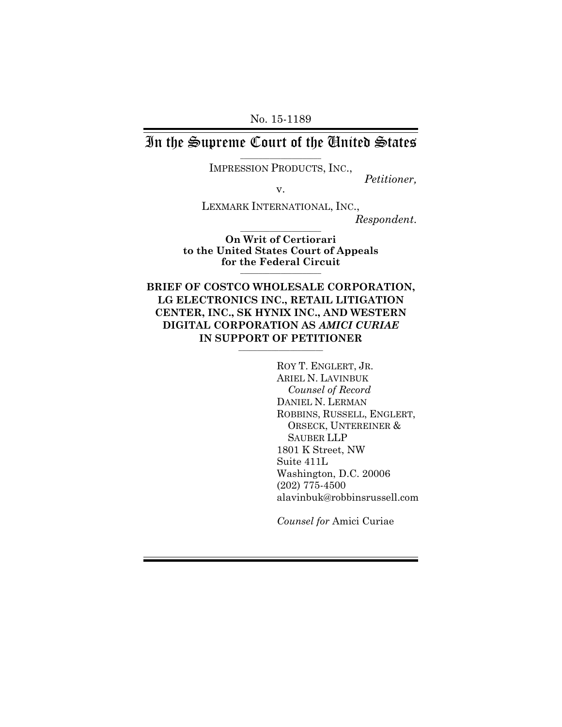No. 15-1189

# In the Supreme Court of the United States

IMPRESSION PRODUCTS, INC.,

*Petitioner,*

v.

LEXMARK INTERNATIONAL, INC.,

*Respondent.*

**On Writ of Certiorari to the United States Court of Appeals for the Federal Circuit**

**BRIEF OF COSTCO WHOLESALE CORPORATION, LG ELECTRONICS INC., RETAIL LITIGATION CENTER, INC., SK HYNIX INC., AND WESTERN DIGITAL CORPORATION AS *AMICI CURIAE* IN SUPPORT OF PETITIONER**

ROY T. ENGLERT, JR.
ARIEL N. LAVINBUK
*Counsel of Record*
DANIEL N. LERMAN
ROBBINS, RUSSELL, ENGLERT, ORSECK, UNTEREINER & SAUBER LLP
1801 K Street, NW
Suite 411L
Washington, D.C. 20006
(202) 775-4500
alavinbuk@robbinsrussell.com

*Counsel for* Amici Curiae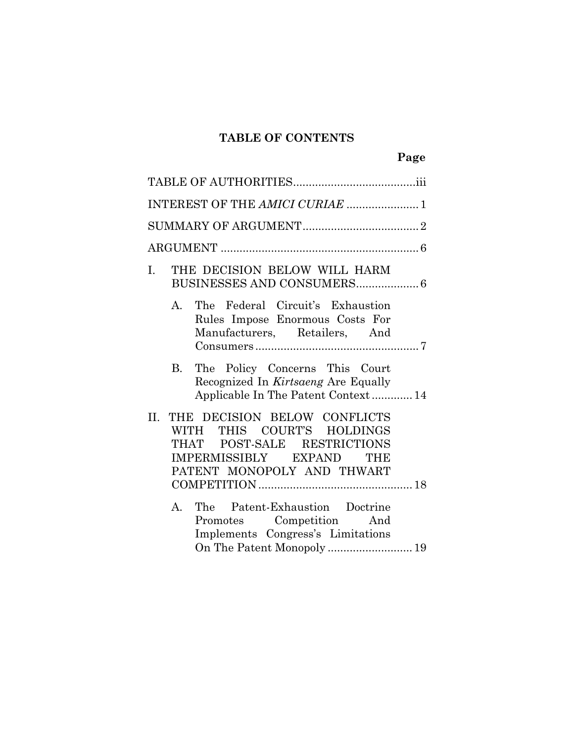# TABLE OF CONTENTS

| | Page |
|---|---|
| TABLE OF AUTHORITIES | iii |
| INTEREST OF THE *AMICI CURIAE* | 1 |
| SUMMARY OF ARGUMENT | 2 |
| ARGUMENT | 6 |
| I. THE DECISION BELOW WILL HARM BUSINESSES AND CONSUMERS | 6 |
| A. The Federal Circuit's Exhaustion Rules Impose Enormous Costs For Manufacturers, Retailers, And Consumers | 7 |
| B. The Policy Concerns This Court Recognized In *Kirtsaeng* Are Equally Applicable In The Patent Context | 14 |
| II. THE DECISION BELOW CONFLICTS WITH THIS COURT'S HOLDINGS THAT POST-SALE RESTRICTIONS IMPERMISSIBLY EXPAND THE PATENT MONOPOLY AND THWART COMPETITION | 18 |
| A. The Patent-Exhaustion Doctrine Promotes Competition And Implements Congress's Limitations On The Patent Monopoly | 19 |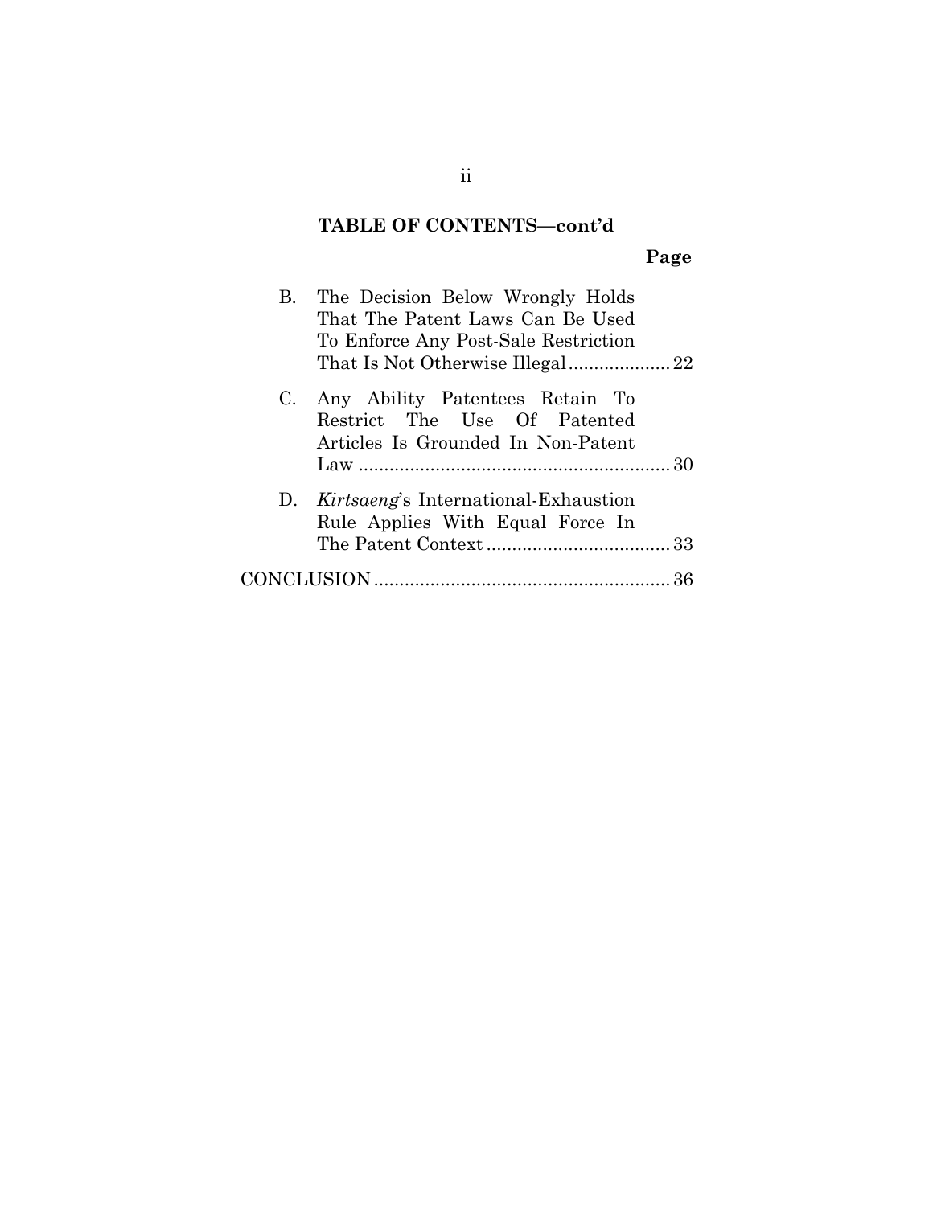**TABLE OF CONTENTS—cont'd**

**Page**

B. The Decision Below Wrongly Holds That The Patent Laws Can Be Used To Enforce Any Post-Sale Restriction That Is Not Otherwise Illegal .................... 22

C. Any Ability Patentees Retain To Restrict The Use Of Patented Articles Is Grounded In Non-Patent Law ............................................................. 30

D. *Kirtsaeng*'s International-Exhaustion Rule Applies With Equal Force In The Patent Context .................................... 33

CONCLUSION .......................................................... 36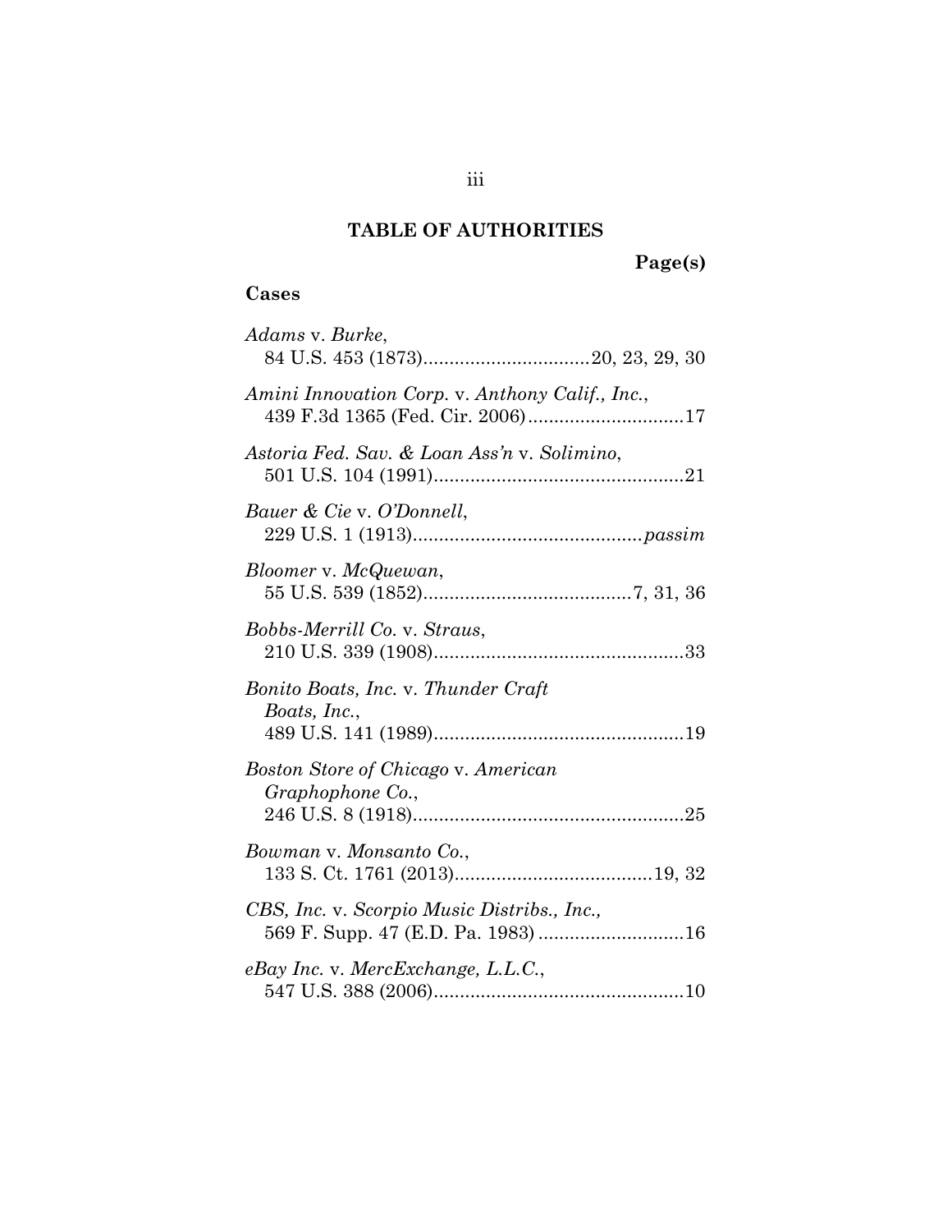## TABLE OF AUTHORITIES

**Page(s)**

### Cases

*Adams* v. *Burke*,
84 U.S. 453 (1873)................................20, 23, 29, 30

*Amini Innovation Corp.* v. *Anthony Calif., Inc.*,
439 F.3d 1365 (Fed. Cir. 2006)..............................17

*Astoria Fed. Sav. & Loan Ass'n* v. *Solimino*,
501 U.S. 104 (1991)................................................21

*Bauer & Cie* v. *O'Donnell*,
229 U.S. 1 (1913)............................................*passim*

*Bloomer* v. *McQuewan*,
55 U.S. 539 (1852)........................................7, 31, 36

*Bobbs-Merrill Co.* v. *Straus*,
210 U.S. 339 (1908)................................................33

*Bonito Boats, Inc.* v. *Thunder Craft Boats, Inc.*,
489 U.S. 141 (1989)................................................19

*Boston Store of Chicago* v. *American Graphophone Co.*,
246 U.S. 8 (1918)....................................................25

*Bowman* v. *Monsanto Co.*,
133 S. Ct. 1761 (2013)......................................19, 32

*CBS, Inc.* v. *Scorpio Music Distribs., Inc.*,
569 F. Supp. 47 (E.D. Pa. 1983) ............................16

*eBay Inc.* v. *MercExchange, L.L.C.*,
547 U.S. 388 (2006)................................................10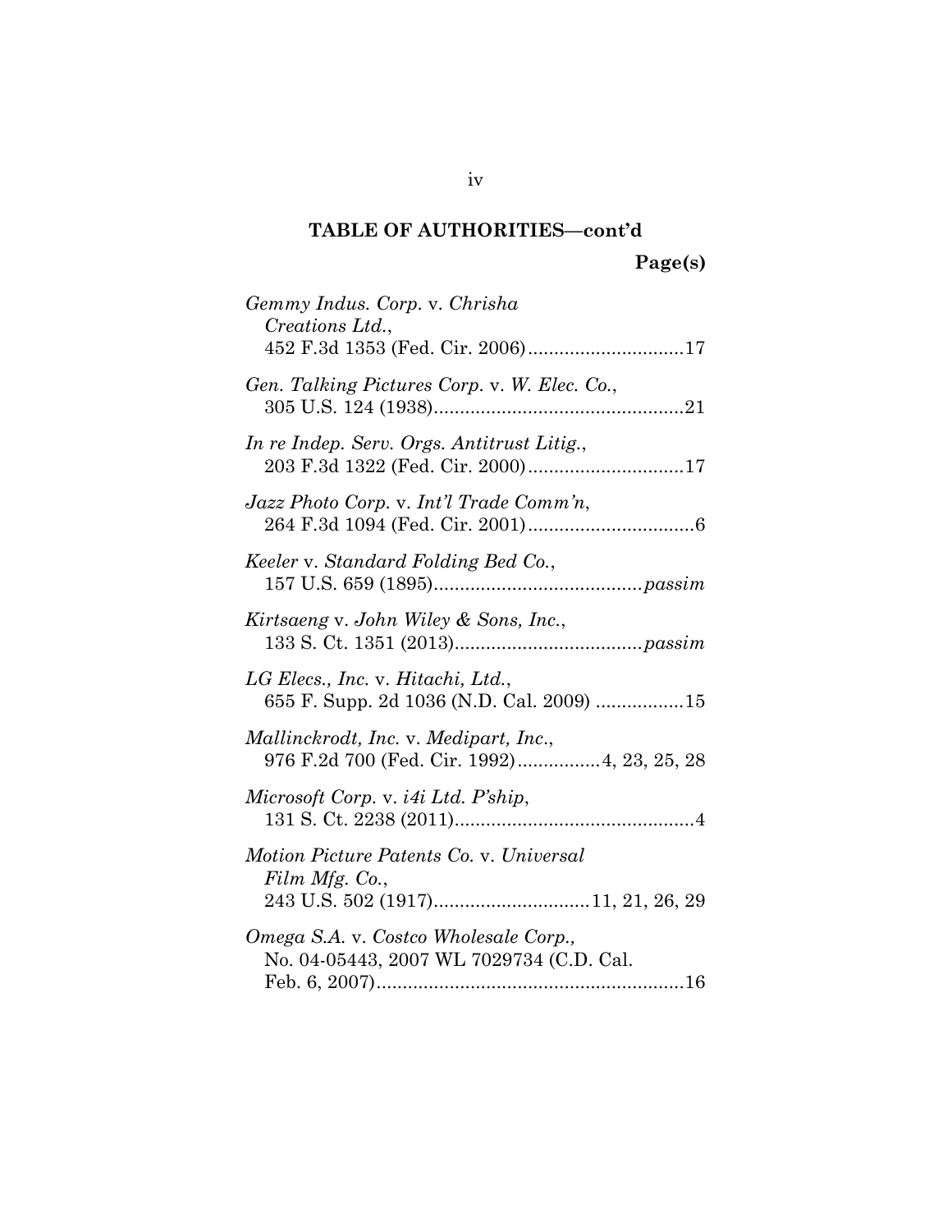**TABLE OF AUTHORITIES—cont'd**

**Page(s)**

*Gemmy Indus. Corp.* v. *Chrisha Creations Ltd.*, 452 F.3d 1353 (Fed. Cir. 2006)..............................17

*Gen. Talking Pictures Corp.* v. *W. Elec. Co.*, 305 U.S. 124 (1938)................................................21

*In re Indep. Serv. Orgs. Antitrust Litig.*, 203 F.3d 1322 (Fed. Cir. 2000)..............................17

*Jazz Photo Corp.* v. *Int'l Trade Comm'n*, 264 F.3d 1094 (Fed. Cir. 2001)................................6

*Keeler* v. *Standard Folding Bed Co.*, 157 U.S. 659 (1895)........................................*passim*

*Kirtsaeng* v. *John Wiley & Sons, Inc.*, 133 S. Ct. 1351 (2013)....................................*passim*

*LG Elecs., Inc.* v. *Hitachi, Ltd.*, 655 F. Supp. 2d 1036 (N.D. Cal. 2009) .................15

*Mallinckrodt, Inc.* v. *Medipart, Inc.*, 976 F.2d 700 (Fed. Cir. 1992)................4, 23, 25, 28

*Microsoft Corp.* v. *i4i Ltd. P'ship*, 131 S. Ct. 2238 (2011)..............................................4

*Motion Picture Patents Co.* v. *Universal Film Mfg. Co.*, 243 U.S. 502 (1917).............................11, 21, 26, 29

*Omega S.A.* v. *Costco Wholesale Corp.*, No. 04-05443, 2007 WL 7029734 (C.D. Cal. Feb. 6, 2007)...........................................................16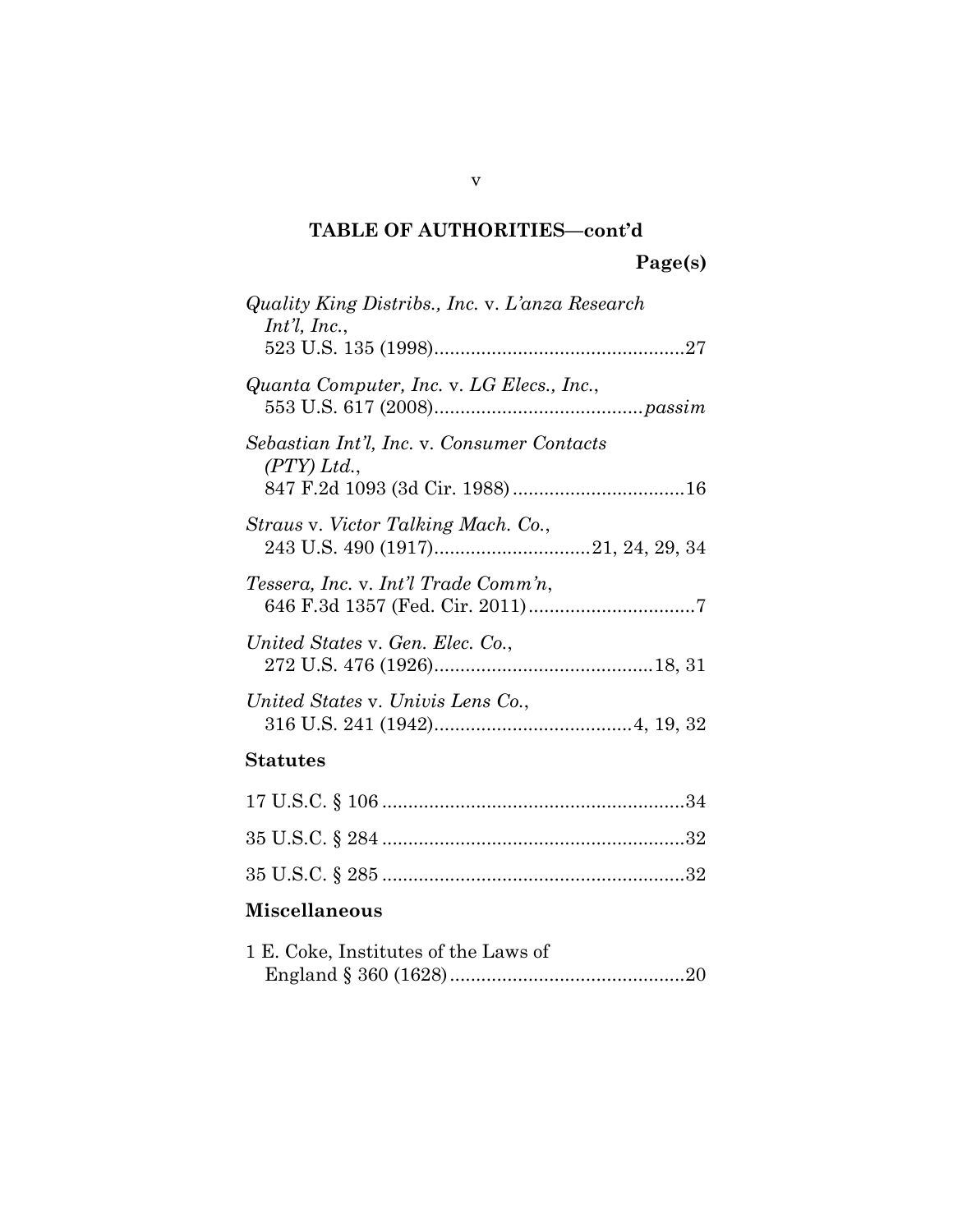**TABLE OF AUTHORITIES—cont'd**

**Page(s)**

*Quality King Distribs., Inc.* v. *L'anza Research Int'l, Inc.*,
523 U.S. 135 (1998)................................................27

*Quanta Computer, Inc.* v. *LG Elecs., Inc.*,
553 U.S. 617 (2008)........................................*passim*

*Sebastian Int'l, Inc.* v. *Consumer Contacts (PTY) Ltd.*,
847 F.2d 1093 (3d Cir. 1988).................................16

*Straus* v. *Victor Talking Mach. Co.*,
243 U.S. 490 (1917)..............................21, 24, 29, 34

*Tessera, Inc.* v. *Int'l Trade Comm'n*,
646 F.3d 1357 (Fed. Cir. 2011)................................7

*United States* v. *Gen. Elec. Co.*,
272 U.S. 476 (1926)..........................................18, 31

*United States* v. *Univis Lens Co.*,
316 U.S. 241 (1942)......................................4, 19, 32

**Statutes**

17 U.S.C. § 106..........................................................34

35 U.S.C. § 284..........................................................32

35 U.S.C. § 285..........................................................32

**Miscellaneous**

1 E. Coke, Institutes of the Laws of England § 360 (1628).............................................20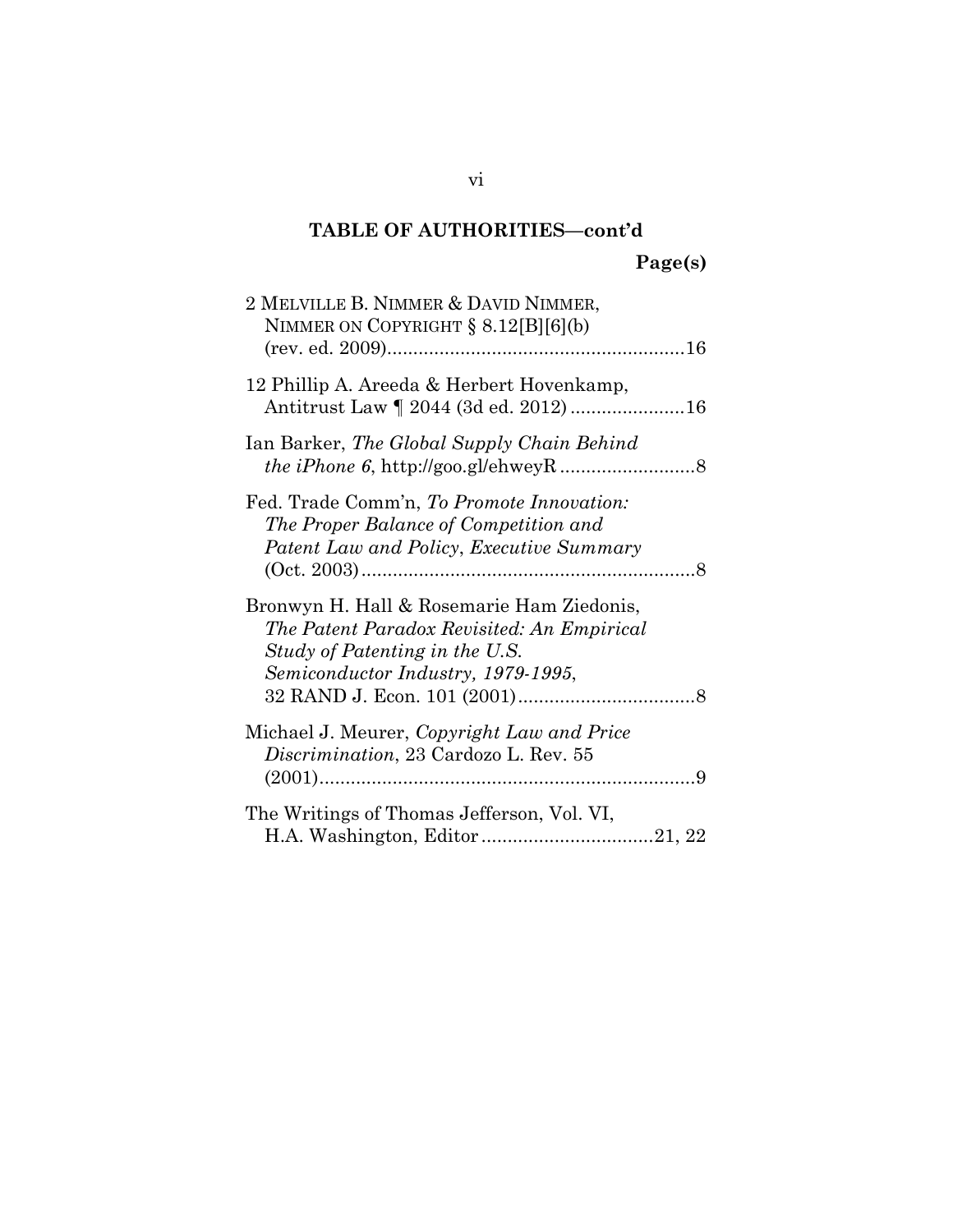## TABLE OF AUTHORITIES—cont'd

**Page(s)**

2 MELVILLE B. NIMMER & DAVID NIMMER, NIMMER ON COPYRIGHT § 8.12[B][6](b) (rev. ed. 2009)........................................................16

12 Phillip A. Areeda & Herbert Hovenkamp, Antitrust Law ¶ 2044 (3d ed. 2012) ......................16

Ian Barker, *The Global Supply Chain Behind the iPhone 6*, http://goo.gl/ehweyR ..........................8

Fed. Trade Comm'n, *To Promote Innovation: The Proper Balance of Competition and Patent Law and Policy, Executive Summary* (Oct. 2003)................................................................8

Bronwyn H. Hall & Rosemarie Ham Ziedonis, *The Patent Paradox Revisited: An Empirical Study of Patenting in the U.S. Semiconductor Industry, 1979-1995*, 32 RAND J. Econ. 101 (2001)..................................8

Michael J. Meurer, *Copyright Law and Price Discrimination*, 23 Cardozo L. Rev. 55 (2001).........................................................................9

The Writings of Thomas Jefferson, Vol. VI, H.A. Washington, Editor.................................21, 22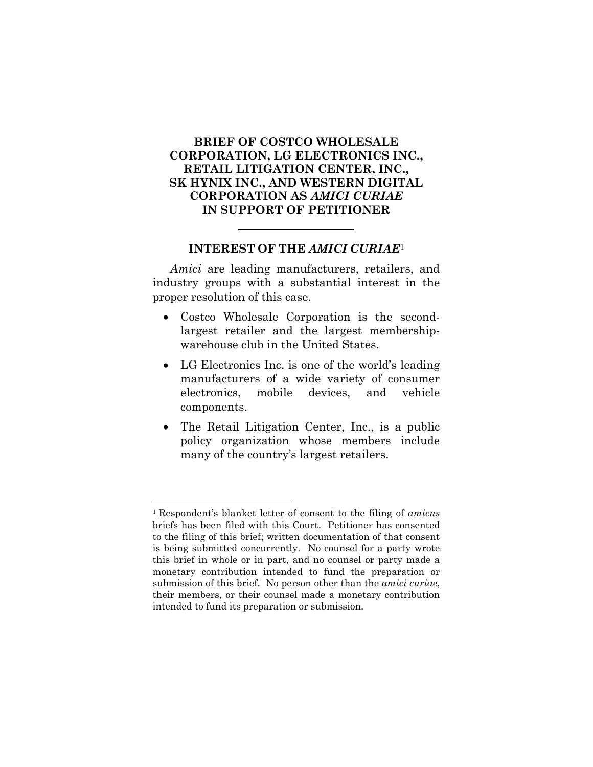# BRIEF OF COSTCO WHOLESALE CORPORATION, LG ELECTRONICS INC., RETAIL LITIGATION CENTER, INC., SK HYNIX INC., AND WESTERN DIGITAL CORPORATION AS *AMICI CURIAE* IN SUPPORT OF PETITIONER

## INTEREST OF THE *AMICI CURIAE*[1]

*Amici* are leading manufacturers, retailers, and industry groups with a substantial interest in the proper resolution of this case.

- Costco Wholesale Corporation is the second-largest retailer and the largest membership-warehouse club in the United States.
- LG Electronics Inc. is one of the world's leading manufacturers of a wide variety of consumer electronics, mobile devices, and vehicle components.
- The Retail Litigation Center, Inc., is a public policy organization whose members include many of the country's largest retailers.

---

[1] Respondent's blanket letter of consent to the filing of *amicus* briefs has been filed with this Court. Petitioner has consented to the filing of this brief; written documentation of that consent is being submitted concurrently. No counsel for a party wrote this brief in whole or in part, and no counsel or party made a monetary contribution intended to fund the preparation or submission of this brief. No person other than the *amici curiae*, their members, or their counsel made a monetary contribution intended to fund its preparation or submission.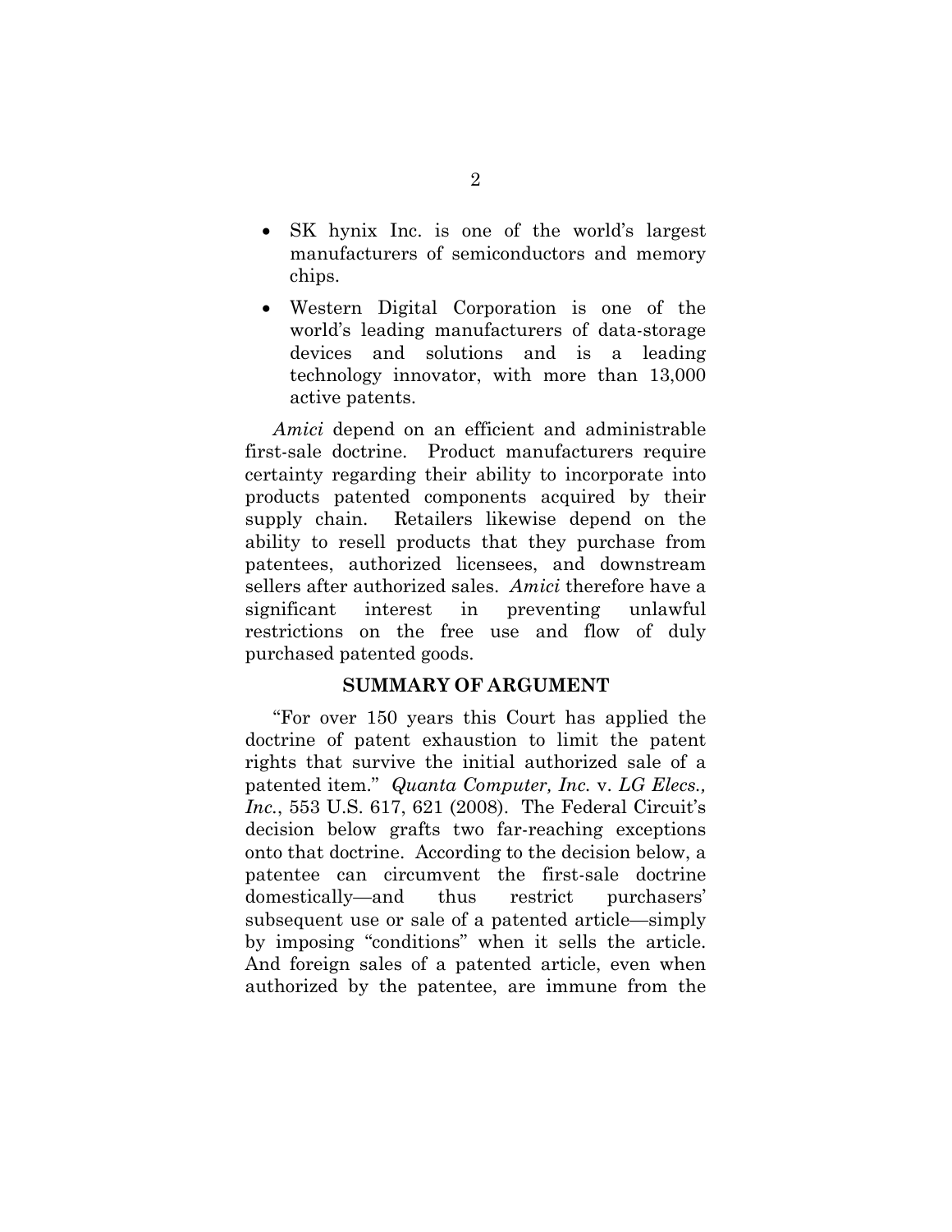- SK hynix Inc. is one of the world's largest manufacturers of semiconductors and memory chips.
- Western Digital Corporation is one of the world's leading manufacturers of data-storage devices and solutions and is a leading technology innovator, with more than 13,000 active patents.

*Amici* depend on an efficient and administrable first-sale doctrine. Product manufacturers require certainty regarding their ability to incorporate into products patented components acquired by their supply chain. Retailers likewise depend on the ability to resell products that they purchase from patentees, authorized licensees, and downstream sellers after authorized sales. *Amici* therefore have a significant interest in preventing unlawful restrictions on the free use and flow of duly purchased patented goods.

## SUMMARY OF ARGUMENT

"For over 150 years this Court has applied the doctrine of patent exhaustion to limit the patent rights that survive the initial authorized sale of a patented item." *Quanta Computer, Inc.* v. *LG Elecs., Inc.*, 553 U.S. 617, 621 (2008). The Federal Circuit's decision below grafts two far-reaching exceptions onto that doctrine. According to the decision below, a patentee can circumvent the first-sale doctrine domestically—and thus restrict purchasers' subsequent use or sale of a patented article—simply by imposing "conditions" when it sells the article. And foreign sales of a patented article, even when authorized by the patentee, are immune from the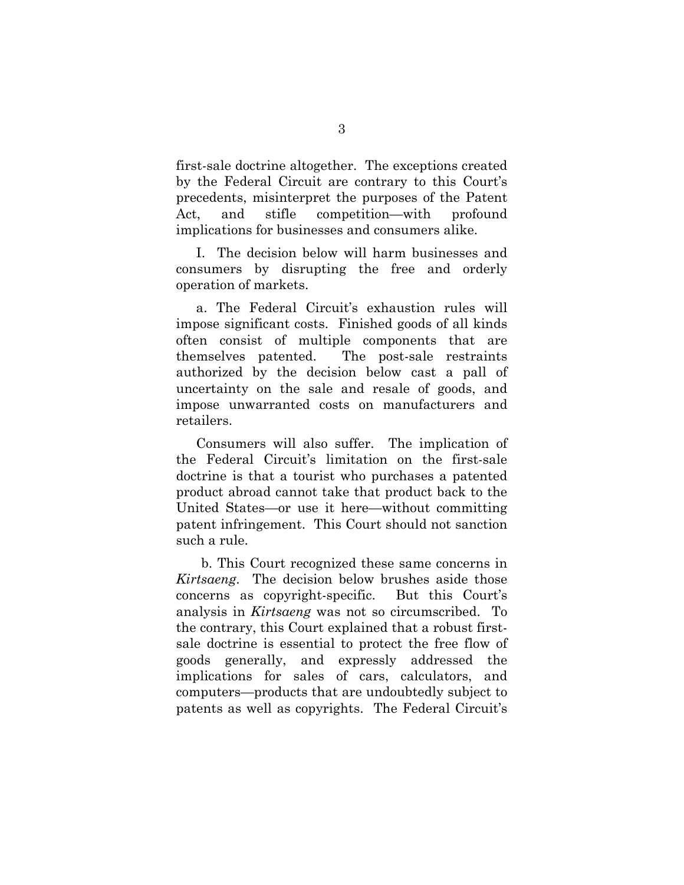first-sale doctrine altogether. The exceptions created by the Federal Circuit are contrary to this Court's precedents, misinterpret the purposes of the Patent Act, and stifle competition—with profound implications for businesses and consumers alike.

I. The decision below will harm businesses and consumers by disrupting the free and orderly operation of markets.

a. The Federal Circuit's exhaustion rules will impose significant costs. Finished goods of all kinds often consist of multiple components that are themselves patented. The post-sale restraints authorized by the decision below cast a pall of uncertainty on the sale and resale of goods, and impose unwarranted costs on manufacturers and retailers.

Consumers will also suffer. The implication of the Federal Circuit's limitation on the first-sale doctrine is that a tourist who purchases a patented product abroad cannot take that product back to the United States—or use it here—without committing patent infringement. This Court should not sanction such a rule.

b. This Court recognized these same concerns in *Kirtsaeng*. The decision below brushes aside those concerns as copyright-specific. But this Court's analysis in *Kirtsaeng* was not so circumscribed. To the contrary, this Court explained that a robust first-sale doctrine is essential to protect the free flow of goods generally, and expressly addressed the implications for sales of cars, calculators, and computers—products that are undoubtedly subject to patents as well as copyrights. The Federal Circuit's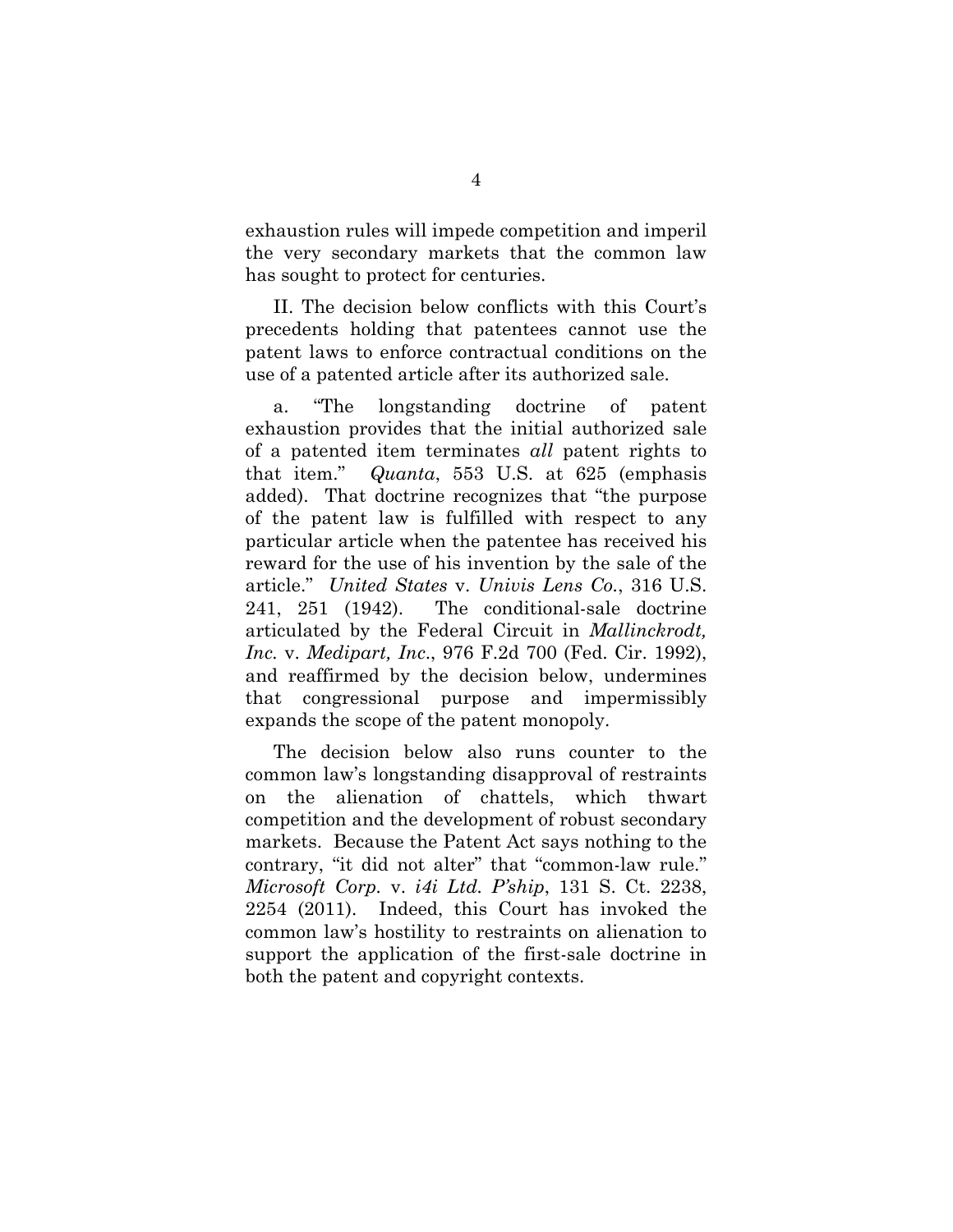exhaustion rules will impede competition and imperil the very secondary markets that the common law has sought to protect for centuries.

II. The decision below conflicts with this Court's precedents holding that patentees cannot use the patent laws to enforce contractual conditions on the use of a patented article after its authorized sale.

a. "The longstanding doctrine of patent exhaustion provides that the initial authorized sale of a patented item terminates *all* patent rights to that item." *Quanta*, 553 U.S. at 625 (emphasis added). That doctrine recognizes that "the purpose of the patent law is fulfilled with respect to any particular article when the patentee has received his reward for the use of his invention by the sale of the article." *United States* v. *Univis Lens Co.*, 316 U.S. 241, 251 (1942). The conditional-sale doctrine articulated by the Federal Circuit in *Mallinckrodt, Inc.* v. *Medipart, Inc.*, 976 F.2d 700 (Fed. Cir. 1992), and reaffirmed by the decision below, undermines that congressional purpose and impermissibly expands the scope of the patent monopoly.

The decision below also runs counter to the common law's longstanding disapproval of restraints on the alienation of chattels, which thwart competition and the development of robust secondary markets. Because the Patent Act says nothing to the contrary, "it did not alter" that "common-law rule." *Microsoft Corp.* v. *i4i Ltd. P'ship*, 131 S. Ct. 2238, 2254 (2011). Indeed, this Court has invoked the common law's hostility to restraints on alienation to support the application of the first-sale doctrine in both the patent and copyright contexts.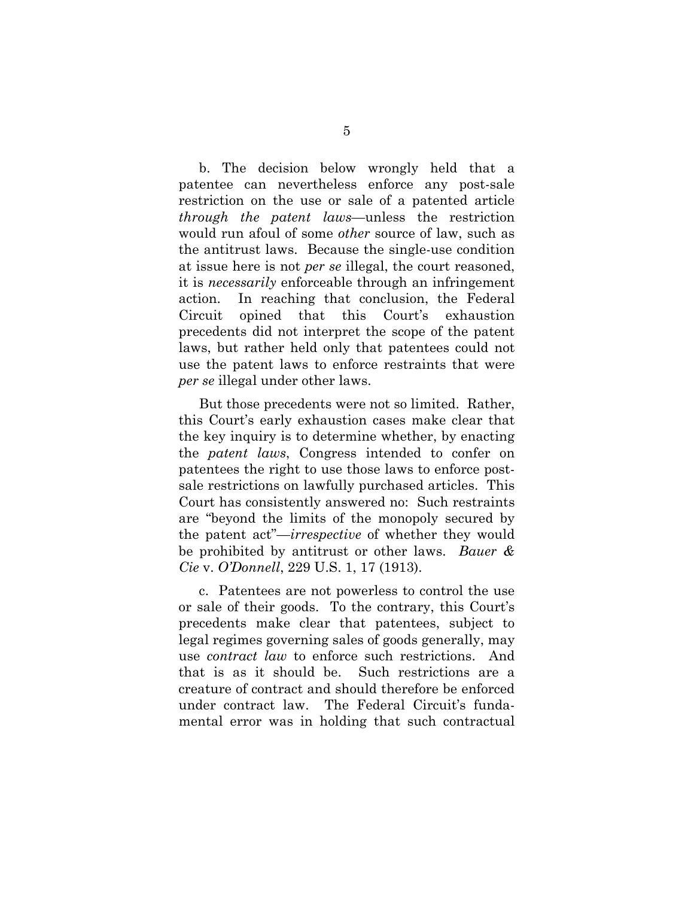b. The decision below wrongly held that a patentee can nevertheless enforce any post-sale restriction on the use or sale of a patented article *through the patent laws*—unless the restriction would run afoul of some *other* source of law, such as the antitrust laws. Because the single-use condition at issue here is not *per se* illegal, the court reasoned, it is *necessarily* enforceable through an infringement action. In reaching that conclusion, the Federal Circuit opined that this Court's exhaustion precedents did not interpret the scope of the patent laws, but rather held only that patentees could not use the patent laws to enforce restraints that were *per se* illegal under other laws.

But those precedents were not so limited. Rather, this Court's early exhaustion cases make clear that the key inquiry is to determine whether, by enacting the *patent laws*, Congress intended to confer on patentees the right to use those laws to enforce post-sale restrictions on lawfully purchased articles. This Court has consistently answered no: Such restraints are "beyond the limits of the monopoly secured by the patent act"—*irrespective* of whether they would be prohibited by antitrust or other laws. *Bauer & Cie* v. *O'Donnell*, 229 U.S. 1, 17 (1913).

c. Patentees are not powerless to control the use or sale of their goods. To the contrary, this Court's precedents make clear that patentees, subject to legal regimes governing sales of goods generally, may use *contract law* to enforce such restrictions. And that is as it should be. Such restrictions are a creature of contract and should therefore be enforced under contract law. The Federal Circuit's fundamental error was in holding that such contractual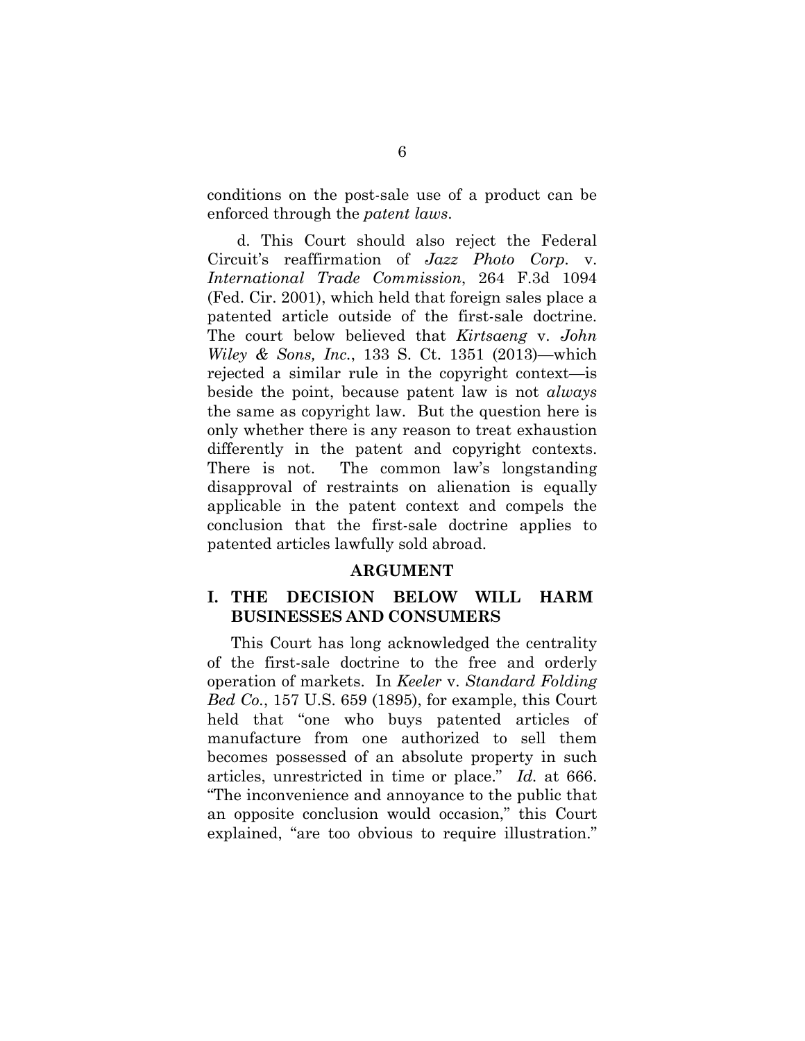conditions on the post-sale use of a product can be enforced through the *patent laws*.

d. This Court should also reject the Federal Circuit's reaffirmation of *Jazz Photo Corp.* v. *International Trade Commission*, 264 F.3d 1094 (Fed. Cir. 2001), which held that foreign sales place a patented article outside of the first-sale doctrine. The court below believed that *Kirtsaeng* v. *John Wiley & Sons, Inc.*, 133 S. Ct. 1351 (2013)—which rejected a similar rule in the copyright context—is beside the point, because patent law is not *always* the same as copyright law. But the question here is only whether there is any reason to treat exhaustion differently in the patent and copyright contexts. There is not. The common law's longstanding disapproval of restraints on alienation is equally applicable in the patent context and compels the conclusion that the first-sale doctrine applies to patented articles lawfully sold abroad.

## ARGUMENT

### I. THE DECISION BELOW WILL HARM BUSINESSES AND CONSUMERS

This Court has long acknowledged the centrality of the first-sale doctrine to the free and orderly operation of markets. In *Keeler* v. *Standard Folding Bed Co.*, 157 U.S. 659 (1895), for example, this Court held that "one who buys patented articles of manufacture from one authorized to sell them becomes possessed of an absolute property in such articles, unrestricted in time or place." *Id.* at 666. "The inconvenience and annoyance to the public that an opposite conclusion would occasion," this Court explained, "are too obvious to require illustration."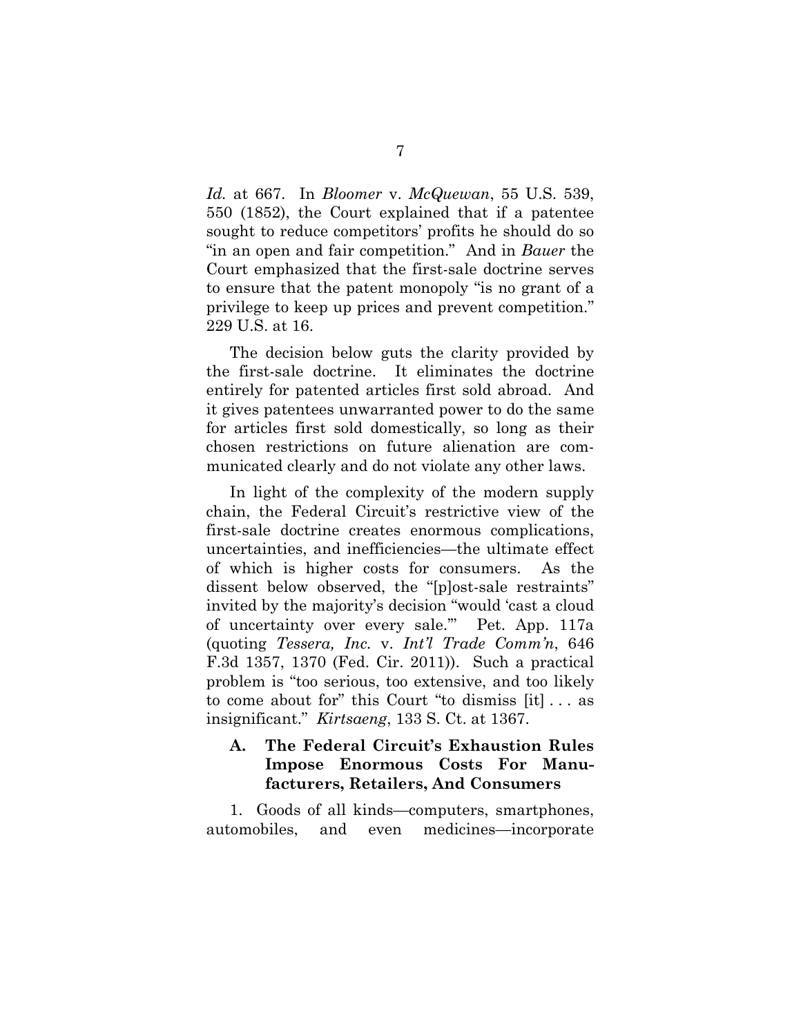*Id.* at 667. In *Bloomer* v. *McQuewan*, 55 U.S. 539, 550 (1852), the Court explained that if a patentee sought to reduce competitors' profits he should do so "in an open and fair competition." And in *Bauer* the Court emphasized that the first-sale doctrine serves to ensure that the patent monopoly "is no grant of a privilege to keep up prices and prevent competition." 229 U.S. at 16.

The decision below guts the clarity provided by the first-sale doctrine. It eliminates the doctrine entirely for patented articles first sold abroad. And it gives patentees unwarranted power to do the same for articles first sold domestically, so long as their chosen restrictions on future alienation are communicated clearly and do not violate any other laws.

In light of the complexity of the modern supply chain, the Federal Circuit's restrictive view of the first-sale doctrine creates enormous complications, uncertainties, and inefficiencies—the ultimate effect of which is higher costs for consumers. As the dissent below observed, the "[p]ost-sale restraints" invited by the majority's decision "would 'cast a cloud of uncertainty over every sale.'" Pet. App. 117a (quoting *Tessera, Inc.* v. *Int'l Trade Comm'n*, 646 F.3d 1357, 1370 (Fed. Cir. 2011)). Such a practical problem is "too serious, too extensive, and too likely to come about for" this Court "to dismiss [it] . . . as insignificant." *Kirtsaeng*, 133 S. Ct. at 1367.

### A. The Federal Circuit's Exhaustion Rules Impose Enormous Costs For Manufacturers, Retailers, And Consumers

1. Goods of all kinds—computers, smartphones, automobiles, and even medicines—incorporate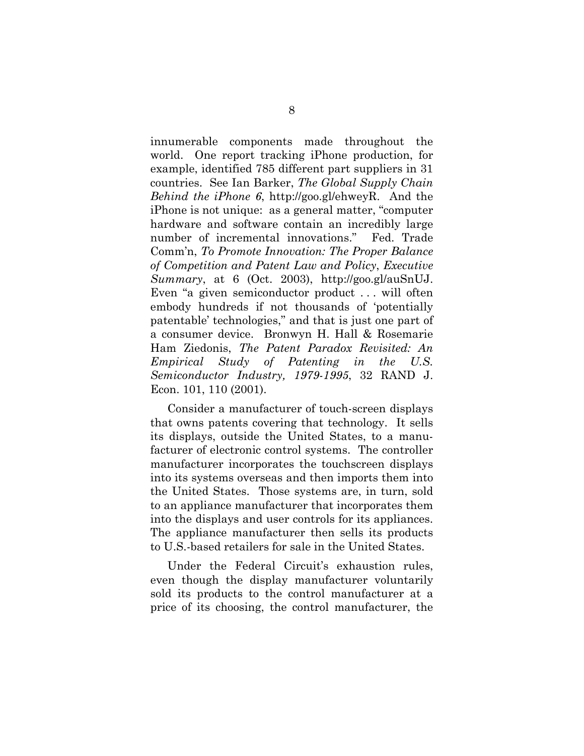innumerable components made throughout the world. One report tracking iPhone production, for example, identified 785 different part suppliers in 31 countries. See Ian Barker, *The Global Supply Chain Behind the iPhone 6*, http://goo.gl/ehweyR. And the iPhone is not unique: as a general matter, "computer hardware and software contain an incredibly large number of incremental innovations." Fed. Trade Comm'n, *To Promote Innovation: The Proper Balance of Competition and Patent Law and Policy*, *Executive Summary*, at 6 (Oct. 2003), http://goo.gl/auSnUJ. Even "a given semiconductor product . . . will often embody hundreds if not thousands of 'potentially patentable' technologies," and that is just one part of a consumer device. Bronwyn H. Hall & Rosemarie Ham Ziedonis, *The Patent Paradox Revisited: An Empirical Study of Patenting in the U.S. Semiconductor Industry, 1979-1995*, 32 RAND J. Econ. 101, 110 (2001).

Consider a manufacturer of touch-screen displays that owns patents covering that technology. It sells its displays, outside the United States, to a manufacturer of electronic control systems. The controller manufacturer incorporates the touchscreen displays into its systems overseas and then imports them into the United States. Those systems are, in turn, sold to an appliance manufacturer that incorporates them into the displays and user controls for its appliances. The appliance manufacturer then sells its products to U.S.-based retailers for sale in the United States.

Under the Federal Circuit's exhaustion rules, even though the display manufacturer voluntarily sold its products to the control manufacturer at a price of its choosing, the control manufacturer, the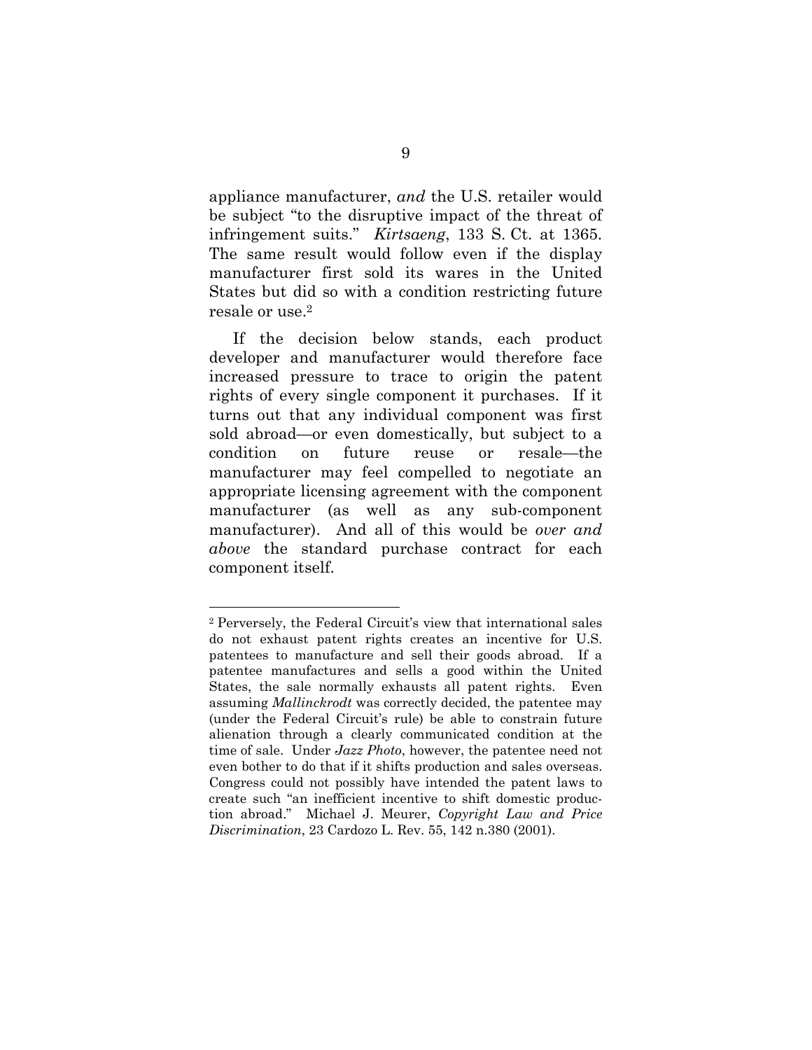appliance manufacturer, *and* the U.S. retailer would be subject "to the disruptive impact of the threat of infringement suits." *Kirtsaeng*, 133 S. Ct. at 1365. The same result would follow even if the display manufacturer first sold its wares in the United States but did so with a condition restricting future resale or use.[2]

If the decision below stands, each product developer and manufacturer would therefore face increased pressure to trace to origin the patent rights of every single component it purchases. If it turns out that any individual component was first sold abroad—or even domestically, but subject to a condition on future reuse or resale—the manufacturer may feel compelled to negotiate an appropriate licensing agreement with the component manufacturer (as well as any sub-component manufacturer). And all of this would be *over and above* the standard purchase contract for each component itself.

---

[2] Perversely, the Federal Circuit's view that international sales do not exhaust patent rights creates an incentive for U.S. patentees to manufacture and sell their goods abroad. If a patentee manufactures and sells a good within the United States, the sale normally exhausts all patent rights. Even assuming *Mallinckrodt* was correctly decided, the patentee may (under the Federal Circuit's rule) be able to constrain future alienation through a clearly communicated condition at the time of sale. Under *Jazz Photo*, however, the patentee need not even bother to do that if it shifts production and sales overseas. Congress could not possibly have intended the patent laws to create such "an inefficient incentive to shift domestic production abroad." Michael J. Meurer, *Copyright Law and Price Discrimination*, 23 Cardozo L. Rev. 55, 142 n.380 (2001).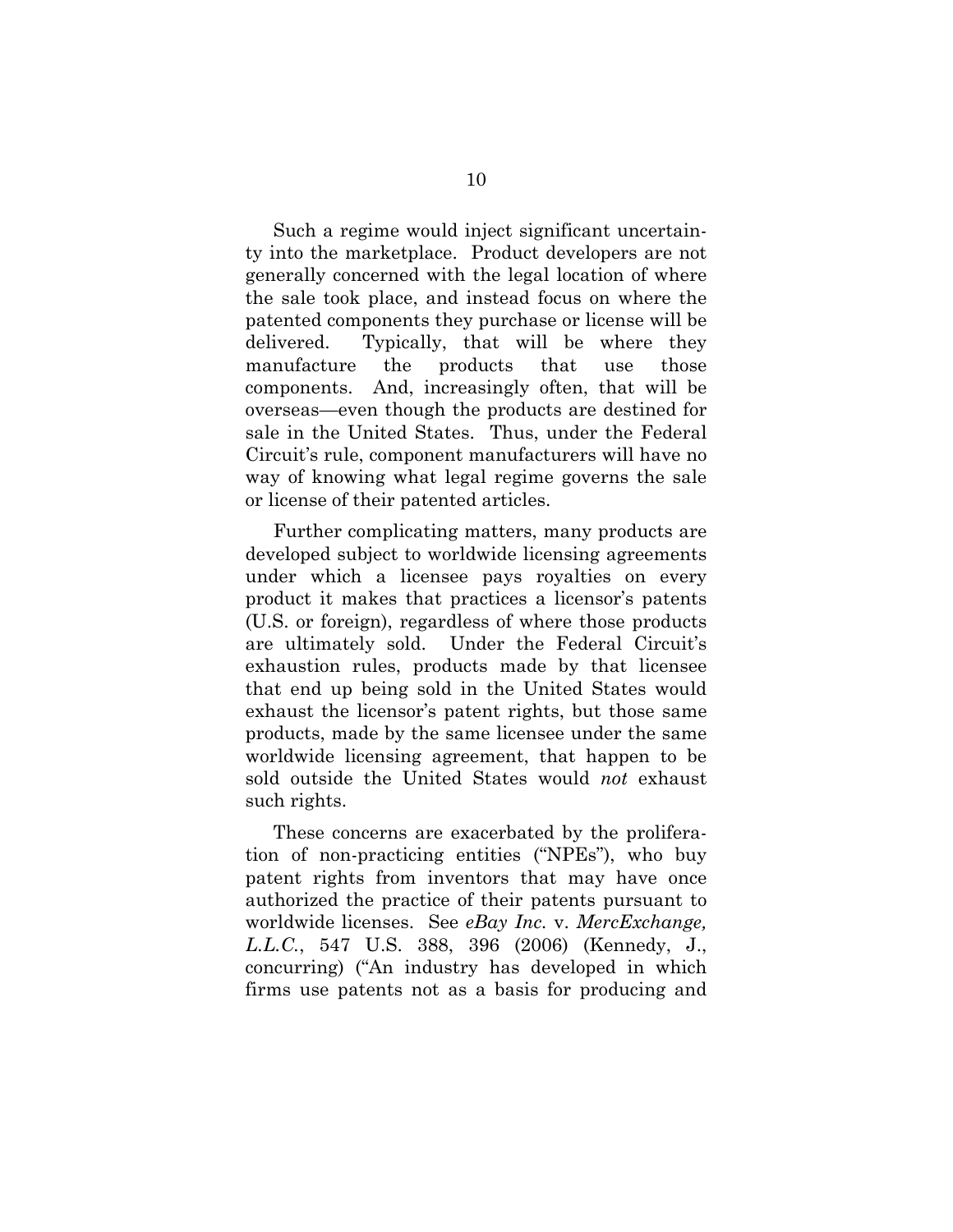Such a regime would inject significant uncertainty into the marketplace. Product developers are not generally concerned with the legal location of where the sale took place, and instead focus on where the patented components they purchase or license will be delivered. Typically, that will be where they manufacture the products that use those components. And, increasingly often, that will be overseas—even though the products are destined for sale in the United States. Thus, under the Federal Circuit's rule, component manufacturers will have no way of knowing what legal regime governs the sale or license of their patented articles.

Further complicating matters, many products are developed subject to worldwide licensing agreements under which a licensee pays royalties on every product it makes that practices a licensor's patents (U.S. or foreign), regardless of where those products are ultimately sold. Under the Federal Circuit's exhaustion rules, products made by that licensee that end up being sold in the United States would exhaust the licensor's patent rights, but those same products, made by the same licensee under the same worldwide licensing agreement, that happen to be sold outside the United States would *not* exhaust such rights.

These concerns are exacerbated by the proliferation of non-practicing entities ("NPEs"), who buy patent rights from inventors that may have once authorized the practice of their patents pursuant to worldwide licenses. See *eBay Inc.* v. *MercExchange, L.L.C.*, 547 U.S. 388, 396 (2006) (Kennedy, J., concurring) ("An industry has developed in which firms use patents not as a basis for producing and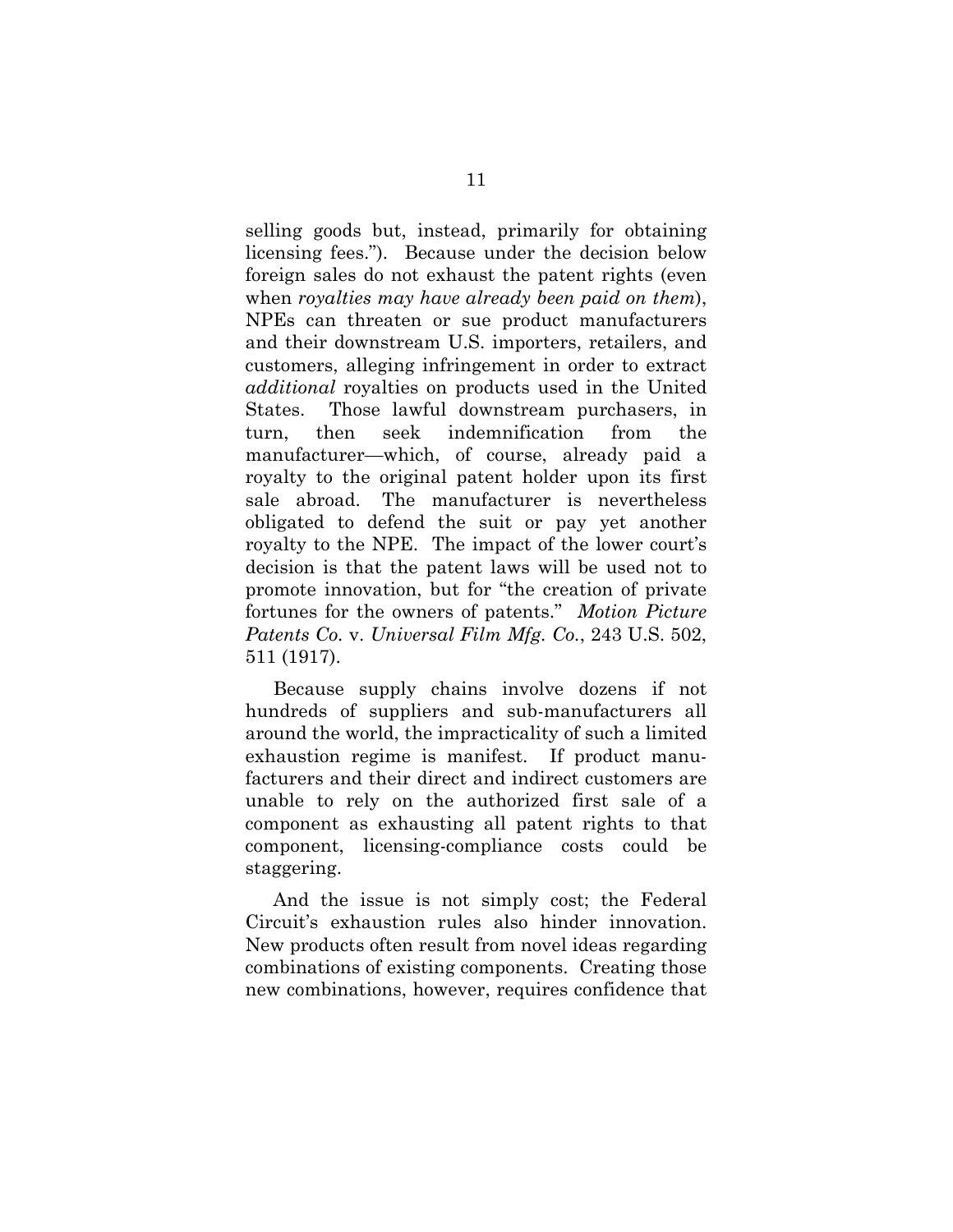selling goods but, instead, primarily for obtaining licensing fees."). Because under the decision below foreign sales do not exhaust the patent rights (even when *royalties may have already been paid on them*), NPEs can threaten or sue product manufacturers and their downstream U.S. importers, retailers, and customers, alleging infringement in order to extract *additional* royalties on products used in the United States. Those lawful downstream purchasers, in turn, then seek indemnification from the manufacturer—which, of course, already paid a royalty to the original patent holder upon its first sale abroad. The manufacturer is nevertheless obligated to defend the suit or pay yet another royalty to the NPE. The impact of the lower court's decision is that the patent laws will be used not to promote innovation, but for "the creation of private fortunes for the owners of patents." *Motion Picture Patents Co.* v. *Universal Film Mfg. Co.*, 243 U.S. 502, 511 (1917).

Because supply chains involve dozens if not hundreds of suppliers and sub-manufacturers all around the world, the impracticality of such a limited exhaustion regime is manifest. If product manufacturers and their direct and indirect customers are unable to rely on the authorized first sale of a component as exhausting all patent rights to that component, licensing-compliance costs could be staggering.

And the issue is not simply cost; the Federal Circuit's exhaustion rules also hinder innovation. New products often result from novel ideas regarding combinations of existing components. Creating those new combinations, however, requires confidence that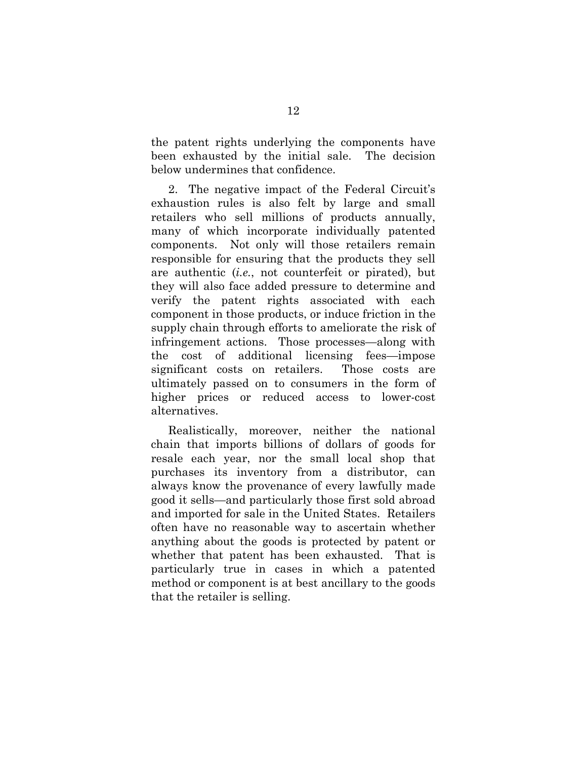the patent rights underlying the components have been exhausted by the initial sale. The decision below undermines that confidence.

2. The negative impact of the Federal Circuit's exhaustion rules is also felt by large and small retailers who sell millions of products annually, many of which incorporate individually patented components. Not only will those retailers remain responsible for ensuring that the products they sell are authentic (*i.e.*, not counterfeit or pirated), but they will also face added pressure to determine and verify the patent rights associated with each component in those products, or induce friction in the supply chain through efforts to ameliorate the risk of infringement actions. Those processes—along with the cost of additional licensing fees—impose significant costs on retailers. Those costs are ultimately passed on to consumers in the form of higher prices or reduced access to lower-cost alternatives.

Realistically, moreover, neither the national chain that imports billions of dollars of goods for resale each year, nor the small local shop that purchases its inventory from a distributor, can always know the provenance of every lawfully made good it sells—and particularly those first sold abroad and imported for sale in the United States. Retailers often have no reasonable way to ascertain whether anything about the goods is protected by patent or whether that patent has been exhausted. That is particularly true in cases in which a patented method or component is at best ancillary to the goods that the retailer is selling.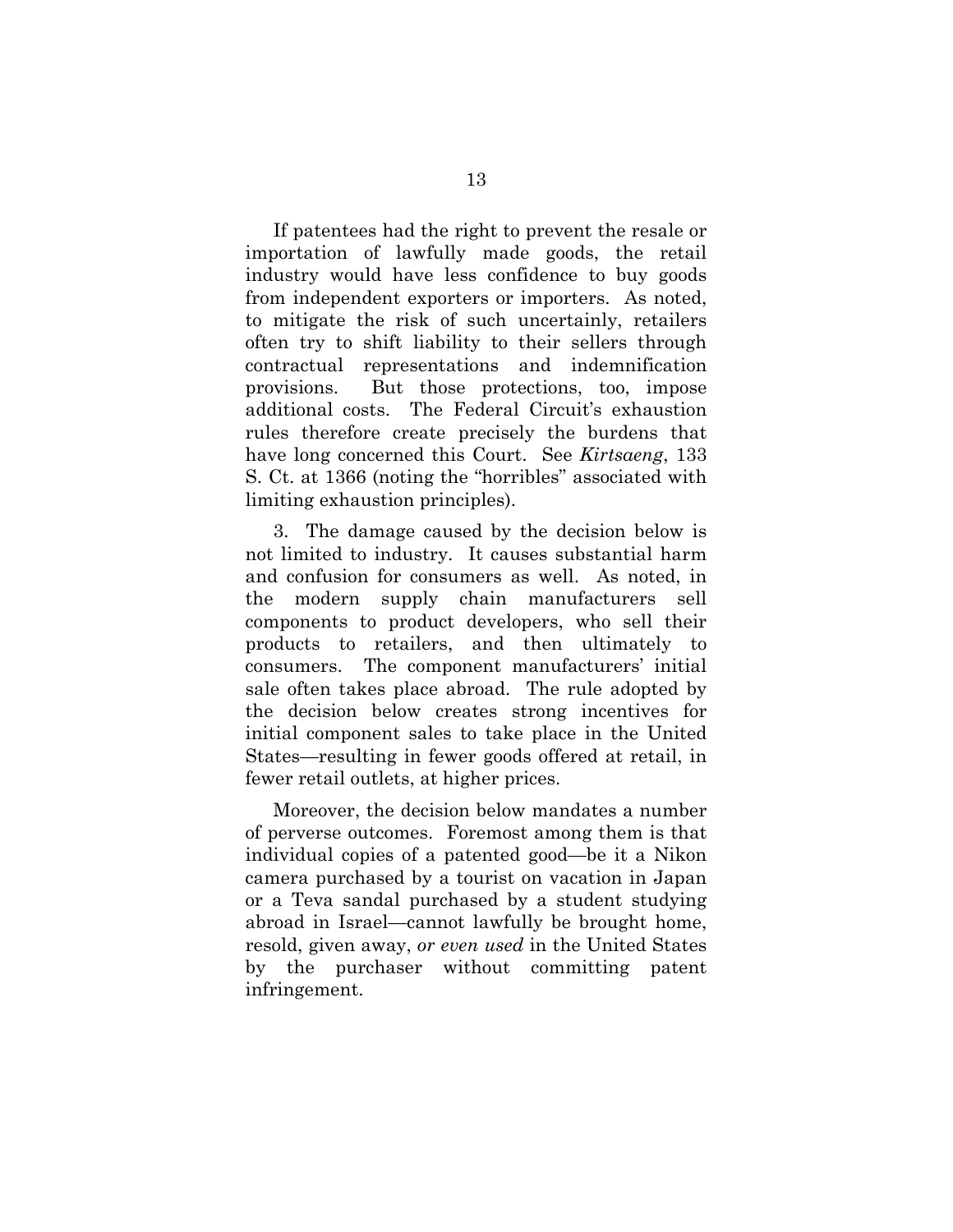If patentees had the right to prevent the resale or importation of lawfully made goods, the retail industry would have less confidence to buy goods from independent exporters or importers. As noted, to mitigate the risk of such uncertainly, retailers often try to shift liability to their sellers through contractual representations and indemnification provisions. But those protections, too, impose additional costs. The Federal Circuit's exhaustion rules therefore create precisely the burdens that have long concerned this Court. See *Kirtsaeng*, 133 S. Ct. at 1366 (noting the "horribles" associated with limiting exhaustion principles).

3. The damage caused by the decision below is not limited to industry. It causes substantial harm and confusion for consumers as well. As noted, in the modern supply chain manufacturers sell components to product developers, who sell their products to retailers, and then ultimately to consumers. The component manufacturers' initial sale often takes place abroad. The rule adopted by the decision below creates strong incentives for initial component sales to take place in the United States—resulting in fewer goods offered at retail, in fewer retail outlets, at higher prices.

Moreover, the decision below mandates a number of perverse outcomes. Foremost among them is that individual copies of a patented good—be it a Nikon camera purchased by a tourist on vacation in Japan or a Teva sandal purchased by a student studying abroad in Israel—cannot lawfully be brought home, resold, given away, *or even used* in the United States by the purchaser without committing patent infringement.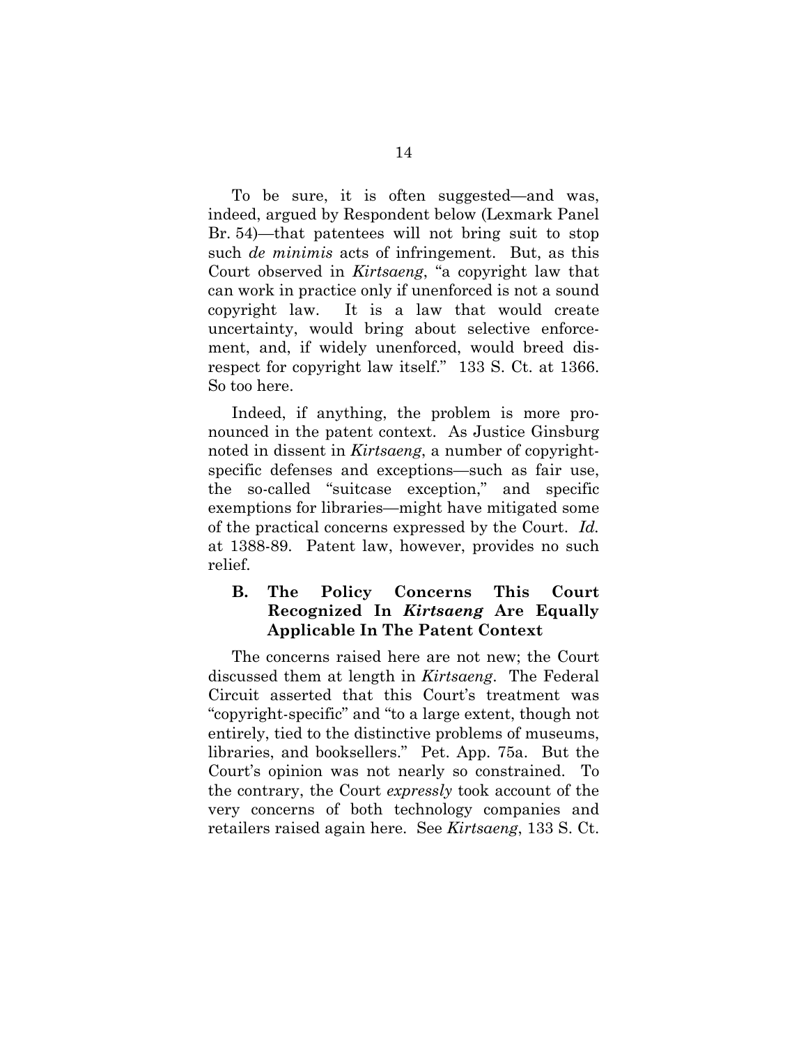To be sure, it is often suggested—and was, indeed, argued by Respondent below (Lexmark Panel Br. 54)—that patentees will not bring suit to stop such *de minimis* acts of infringement. But, as this Court observed in *Kirtsaeng*, "a copyright law that can work in practice only if unenforced is not a sound copyright law. It is a law that would create uncertainty, would bring about selective enforcement, and, if widely unenforced, would breed disrespect for copyright law itself." 133 S. Ct. at 1366. So too here.

Indeed, if anything, the problem is more pronounced in the patent context. As Justice Ginsburg noted in dissent in *Kirtsaeng*, a number of copyright-specific defenses and exceptions—such as fair use, the so-called "suitcase exception," and specific exemptions for libraries—might have mitigated some of the practical concerns expressed by the Court. *Id.* at 1388-89. Patent law, however, provides no such relief.

### B. The Policy Concerns This Court Recognized In *Kirtsaeng* Are Equally Applicable In The Patent Context

The concerns raised here are not new; the Court discussed them at length in *Kirtsaeng*. The Federal Circuit asserted that this Court's treatment was "copyright-specific" and "to a large extent, though not entirely, tied to the distinctive problems of museums, libraries, and booksellers." Pet. App. 75a. But the Court's opinion was not nearly so constrained. To the contrary, the Court *expressly* took account of the very concerns of both technology companies and retailers raised again here. See *Kirtsaeng*, 133 S. Ct.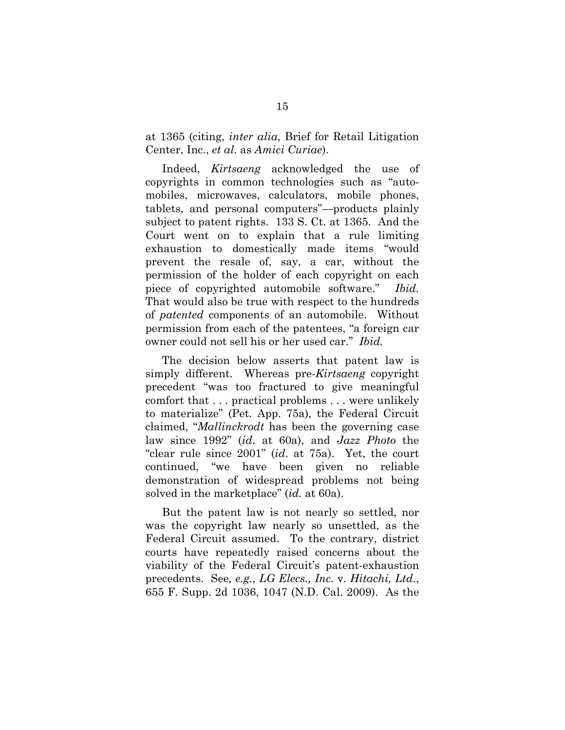at 1365 (citing, *inter alia*, Brief for Retail Litigation Center, Inc., *et al.* as *Amici Curiae*).

Indeed, *Kirtsaeng* acknowledged the use of copyrights in common technologies such as "automobiles, microwaves, calculators, mobile phones, tablets, and personal computers"—products plainly subject to patent rights. 133 S. Ct. at 1365. And the Court went on to explain that a rule limiting exhaustion to domestically made items "would prevent the resale of, say, a car, without the permission of the holder of each copyright on each piece of copyrighted automobile software." *Ibid.* That would also be true with respect to the hundreds of *patented* components of an automobile. Without permission from each of the patentees, "a foreign car owner could not sell his or her used car." *Ibid.*

The decision below asserts that patent law is simply different. Whereas pre-*Kirtsaeng* copyright precedent "was too fractured to give meaningful comfort that . . . practical problems . . . were unlikely to materialize" (Pet. App. 75a), the Federal Circuit claimed, "*Mallinckrodt* has been the governing case law since 1992" (*id*. at 60a), and *Jazz Photo* the "clear rule since 2001" (*id*. at 75a). Yet, the court continued, "we have been given no reliable demonstration of widespread problems not being solved in the marketplace" (*id.* at 60a).

But the patent law is not nearly so settled, nor was the copyright law nearly so unsettled, as the Federal Circuit assumed. To the contrary, district courts have repeatedly raised concerns about the viability of the Federal Circuit's patent-exhaustion precedents. See*, e.g.*, *LG Elecs., Inc.* v. *Hitachi, Ltd.*, 655 F. Supp. 2d 1036, 1047 (N.D. Cal. 2009). As the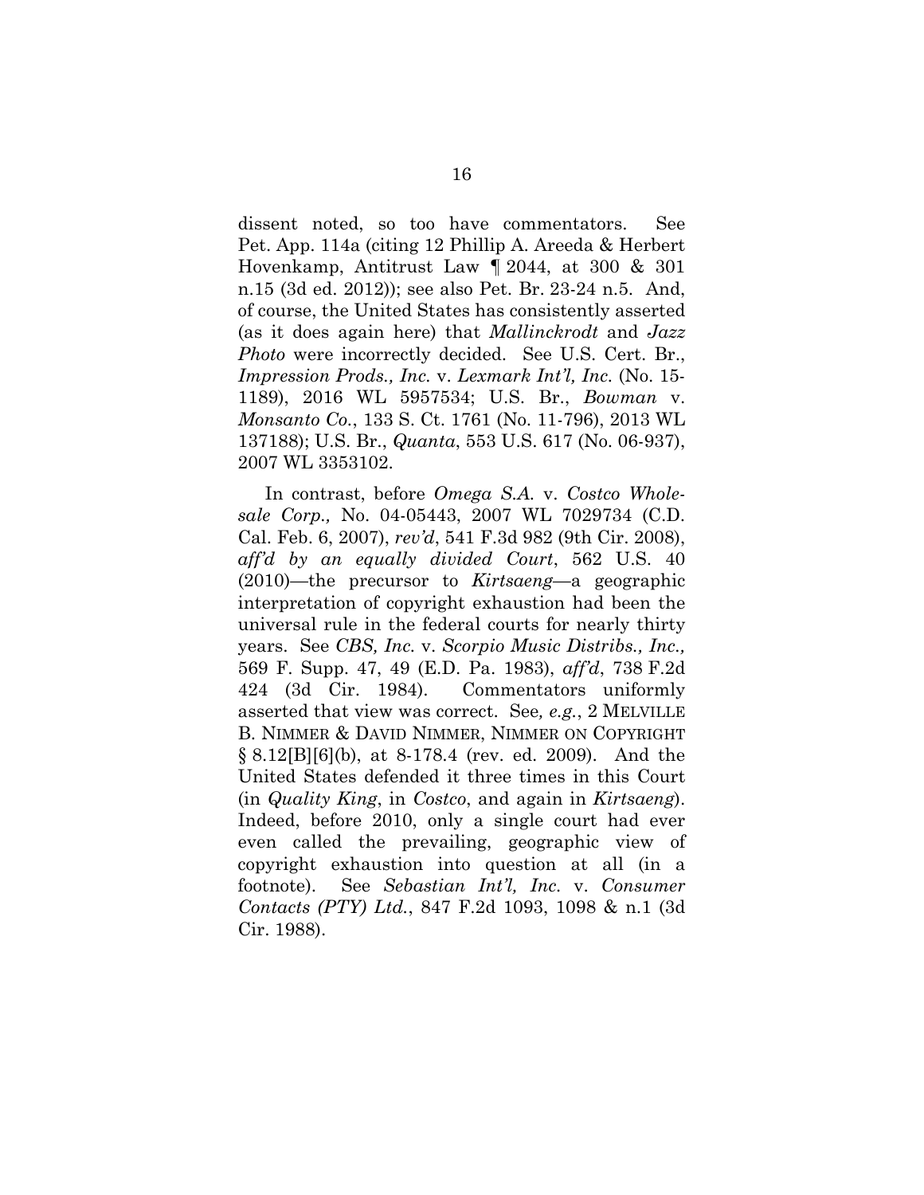dissent noted, so too have commentators. See Pet. App. 114a (citing 12 Phillip A. Areeda & Herbert Hovenkamp, Antitrust Law ¶ 2044, at 300 & 301 n.15 (3d ed. 2012)); see also Pet. Br. 23-24 n.5. And, of course, the United States has consistently asserted (as it does again here) that *Mallinckrodt* and *Jazz Photo* were incorrectly decided. See U.S. Cert. Br., *Impression Prods., Inc.* v. *Lexmark Int'l, Inc.* (No. 15-1189), 2016 WL 5957534; U.S. Br., *Bowman* v. *Monsanto Co.*, 133 S. Ct. 1761 (No. 11-796), 2013 WL 137188); U.S. Br., *Quanta*, 553 U.S. 617 (No. 06-937), 2007 WL 3353102.

In contrast, before *Omega S.A.* v. *Costco Wholesale Corp.,* No. 04-05443, 2007 WL 7029734 (C.D. Cal. Feb. 6, 2007), *rev'd*, 541 F.3d 982 (9th Cir. 2008), *aff'd by an equally divided Court*, 562 U.S. 40 (2010)—the precursor to *Kirtsaeng*—a geographic interpretation of copyright exhaustion had been the universal rule in the federal courts for nearly thirty years. See *CBS, Inc.* v. *Scorpio Music Distribs., Inc.,* 569 F. Supp. 47, 49 (E.D. Pa. 1983), *aff'd*, 738 F.2d 424 (3d Cir. 1984). Commentators uniformly asserted that view was correct. See*, e.g.*, 2 MELVILLE B. NIMMER & DAVID NIMMER, NIMMER ON COPYRIGHT § 8.12[B][6](b), at 8-178.4 (rev. ed. 2009). And the United States defended it three times in this Court (in *Quality King*, in *Costco*, and again in *Kirtsaeng*). Indeed, before 2010, only a single court had ever even called the prevailing, geographic view of copyright exhaustion into question at all (in a footnote). See *Sebastian Int'l, Inc.* v. *Consumer Contacts (PTY) Ltd.*, 847 F.2d 1093, 1098 & n.1 (3d Cir. 1988).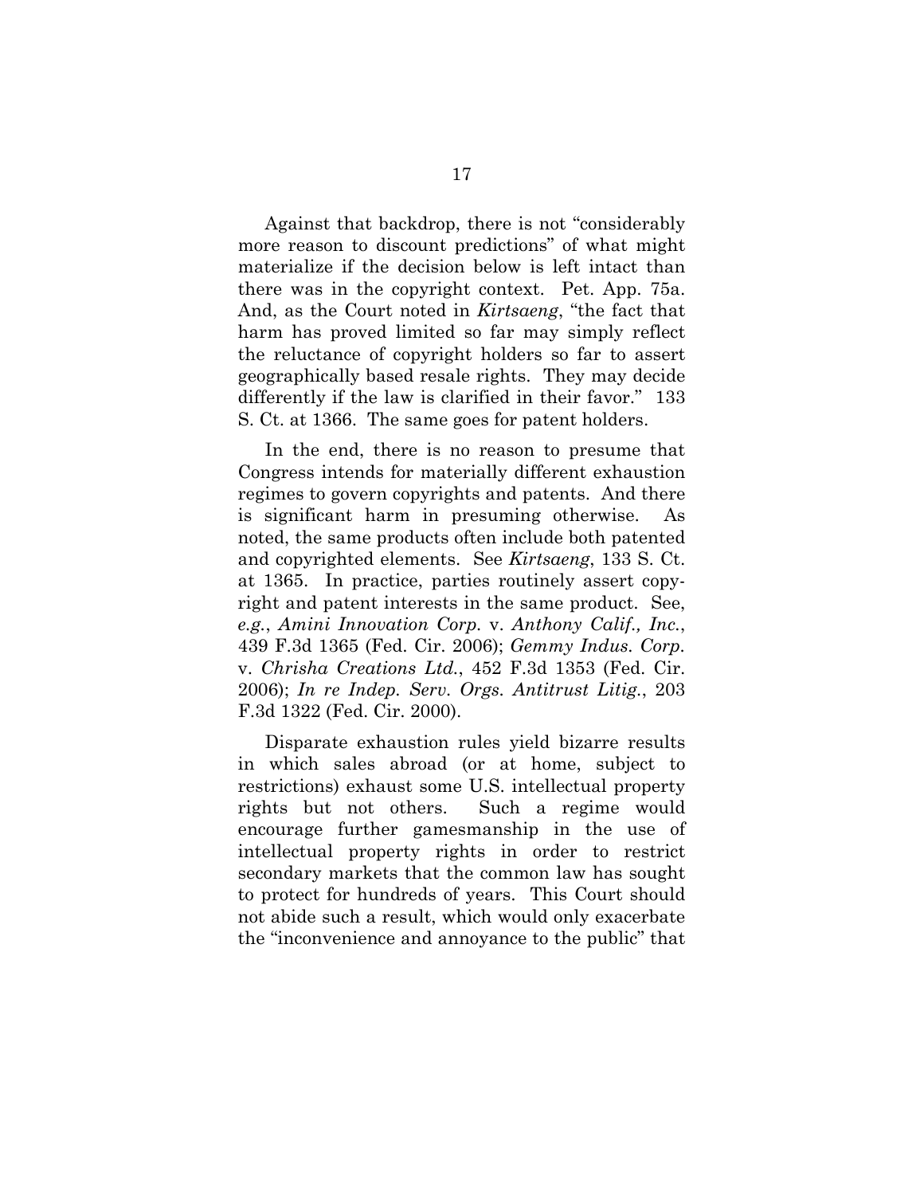Against that backdrop, there is not "considerably more reason to discount predictions" of what might materialize if the decision below is left intact than there was in the copyright context. Pet. App. 75a. And, as the Court noted in *Kirtsaeng*, "the fact that harm has proved limited so far may simply reflect the reluctance of copyright holders so far to assert geographically based resale rights. They may decide differently if the law is clarified in their favor." 133 S. Ct. at 1366. The same goes for patent holders.

In the end, there is no reason to presume that Congress intends for materially different exhaustion regimes to govern copyrights and patents. And there is significant harm in presuming otherwise. As noted, the same products often include both patented and copyrighted elements. See *Kirtsaeng*, 133 S. Ct. at 1365. In practice, parties routinely assert copyright and patent interests in the same product. See, *e.g.*, *Amini Innovation Corp.* v. *Anthony Calif., Inc.*, 439 F.3d 1365 (Fed. Cir. 2006); *Gemmy Indus. Corp.* v. *Chrisha Creations Ltd.*, 452 F.3d 1353 (Fed. Cir. 2006); *In re Indep. Serv. Orgs. Antitrust Litig.*, 203 F.3d 1322 (Fed. Cir. 2000).

Disparate exhaustion rules yield bizarre results in which sales abroad (or at home, subject to restrictions) exhaust some U.S. intellectual property rights but not others. Such a regime would encourage further gamesmanship in the use of intellectual property rights in order to restrict secondary markets that the common law has sought to protect for hundreds of years. This Court should not abide such a result, which would only exacerbate the "inconvenience and annoyance to the public" that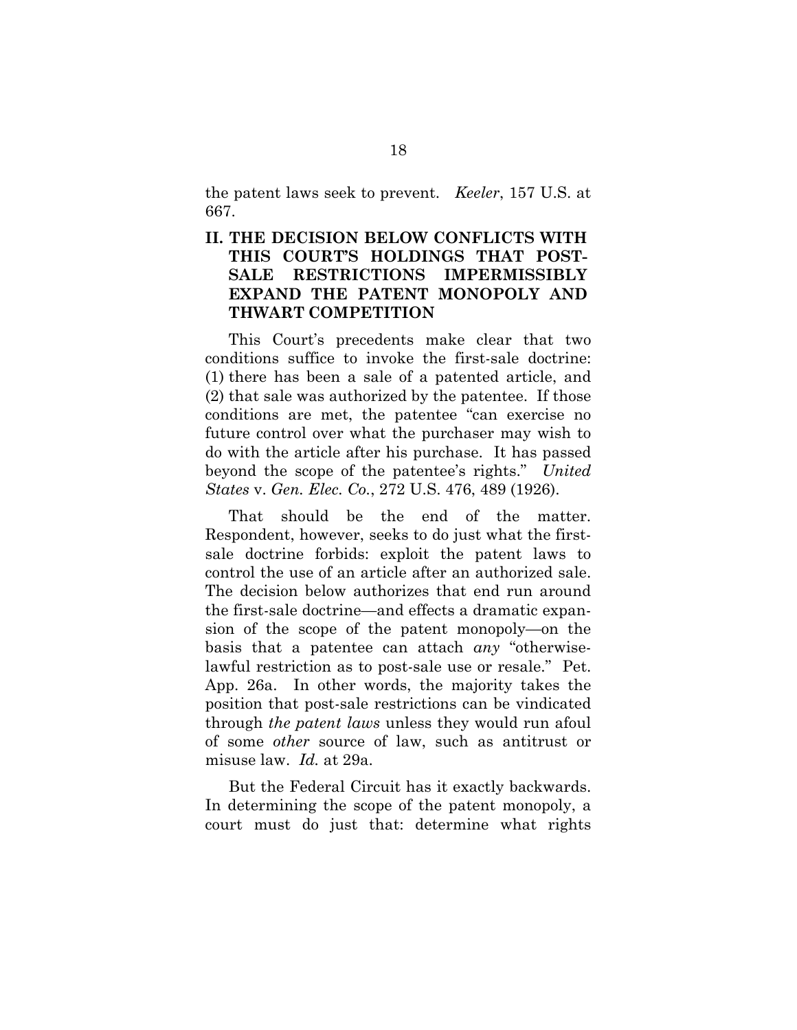the patent laws seek to prevent. *Keeler*, 157 U.S. at 667.

## II. THE DECISION BELOW CONFLICTS WITH THIS COURT'S HOLDINGS THAT POST-SALE RESTRICTIONS IMPERMISSIBLY EXPAND THE PATENT MONOPOLY AND THWART COMPETITION

This Court's precedents make clear that two conditions suffice to invoke the first-sale doctrine: (1) there has been a sale of a patented article, and (2) that sale was authorized by the patentee. If those conditions are met, the patentee "can exercise no future control over what the purchaser may wish to do with the article after his purchase. It has passed beyond the scope of the patentee's rights." *United States* v. *Gen. Elec. Co.*, 272 U.S. 476, 489 (1926).

That should be the end of the matter. Respondent, however, seeks to do just what the first-sale doctrine forbids: exploit the patent laws to control the use of an article after an authorized sale. The decision below authorizes that end run around the first-sale doctrine—and effects a dramatic expansion of the scope of the patent monopoly—on the basis that a patentee can attach *any* "otherwise-lawful restriction as to post-sale use or resale." Pet. App. 26a. In other words, the majority takes the position that post-sale restrictions can be vindicated through *the patent laws* unless they would run afoul of some *other* source of law, such as antitrust or misuse law. *Id.* at 29a.

But the Federal Circuit has it exactly backwards. In determining the scope of the patent monopoly, a court must do just that: determine what rights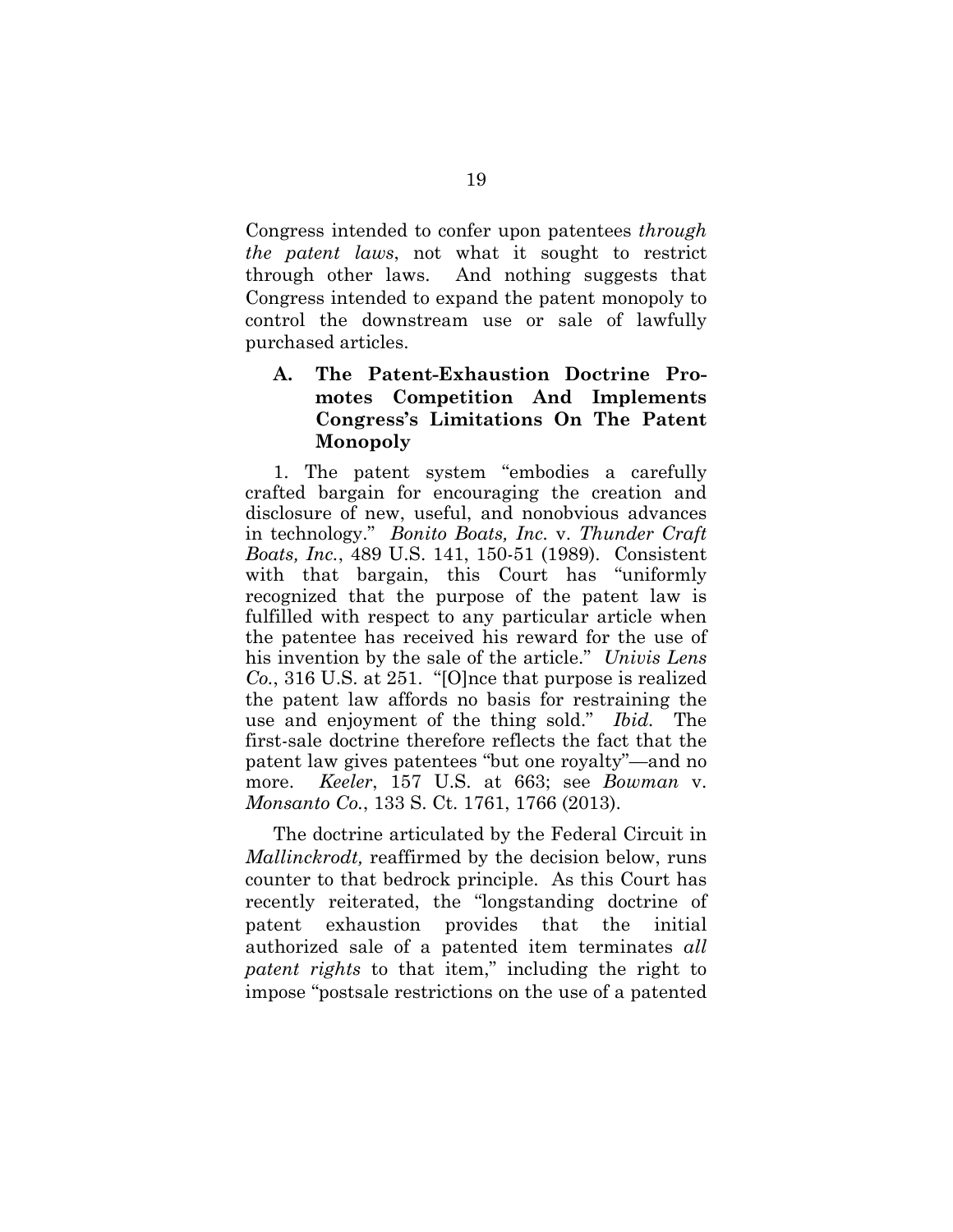Congress intended to confer upon patentees *through the patent laws*, not what it sought to restrict through other laws. And nothing suggests that Congress intended to expand the patent monopoly to control the downstream use or sale of lawfully purchased articles.

### A. The Patent-Exhaustion Doctrine Promotes Competition And Implements Congress's Limitations On The Patent Monopoly

1. The patent system "embodies a carefully crafted bargain for encouraging the creation and disclosure of new, useful, and nonobvious advances in technology." *Bonito Boats, Inc.* v. *Thunder Craft Boats, Inc.*, 489 U.S. 141, 150-51 (1989). Consistent with that bargain, this Court has "uniformly recognized that the purpose of the patent law is fulfilled with respect to any particular article when the patentee has received his reward for the use of his invention by the sale of the article." *Univis Lens Co.*, 316 U.S. at 251. "[O]nce that purpose is realized the patent law affords no basis for restraining the use and enjoyment of the thing sold." *Ibid.* The first-sale doctrine therefore reflects the fact that the patent law gives patentees "but one royalty"—and no more. *Keeler*, 157 U.S. at 663; see *Bowman* v. *Monsanto Co.*, 133 S. Ct. 1761, 1766 (2013).

The doctrine articulated by the Federal Circuit in *Mallinckrodt,* reaffirmed by the decision below, runs counter to that bedrock principle. As this Court has recently reiterated, the "longstanding doctrine of patent exhaustion provides that the initial authorized sale of a patented item terminates *all patent rights* to that item," including the right to impose "postsale restrictions on the use of a patented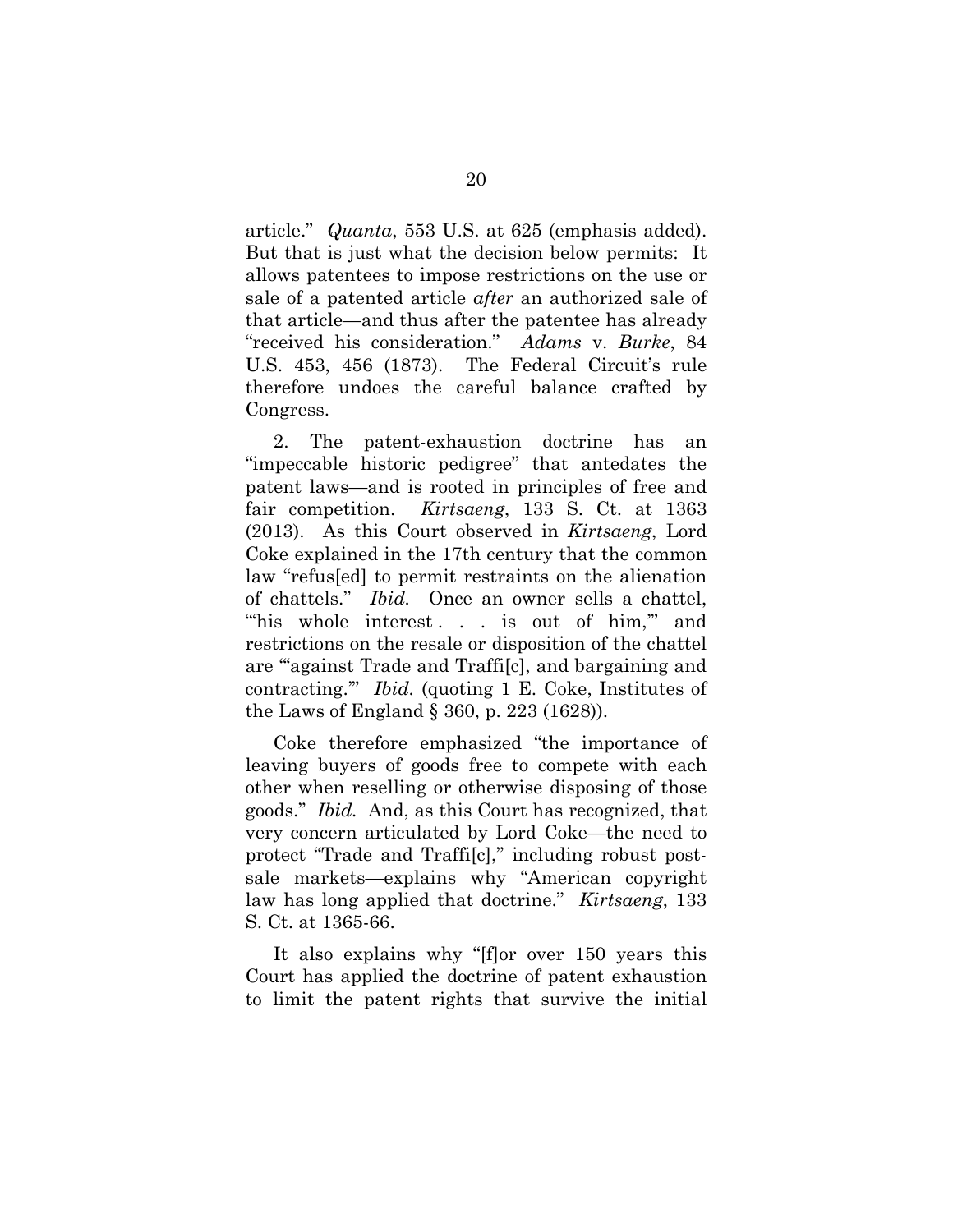article." *Quanta*, 553 U.S. at 625 (emphasis added). But that is just what the decision below permits: It allows patentees to impose restrictions on the use or sale of a patented article *after* an authorized sale of that article—and thus after the patentee has already "received his consideration." *Adams* v. *Burke*, 84 U.S. 453, 456 (1873). The Federal Circuit's rule therefore undoes the careful balance crafted by Congress.

2. The patent-exhaustion doctrine has an "impeccable historic pedigree" that antedates the patent laws—and is rooted in principles of free and fair competition. *Kirtsaeng*, 133 S. Ct. at 1363 (2013). As this Court observed in *Kirtsaeng*, Lord Coke explained in the 17th century that the common law "refus[ed] to permit restraints on the alienation of chattels." *Ibid.* Once an owner sells a chattel, "'his whole interest . . . is out of him,'" and restrictions on the resale or disposition of the chattel are "'against Trade and Traffi[c], and bargaining and contracting.'" *Ibid.* (quoting 1 E. Coke, Institutes of the Laws of England § 360, p. 223 (1628)).

Coke therefore emphasized "the importance of leaving buyers of goods free to compete with each other when reselling or otherwise disposing of those goods." *Ibid.* And, as this Court has recognized, that very concern articulated by Lord Coke—the need to protect "Trade and Traffi[c]," including robust post-sale markets—explains why "American copyright law has long applied that doctrine." *Kirtsaeng*, 133 S. Ct. at 1365-66.

It also explains why "[f]or over 150 years this Court has applied the doctrine of patent exhaustion to limit the patent rights that survive the initial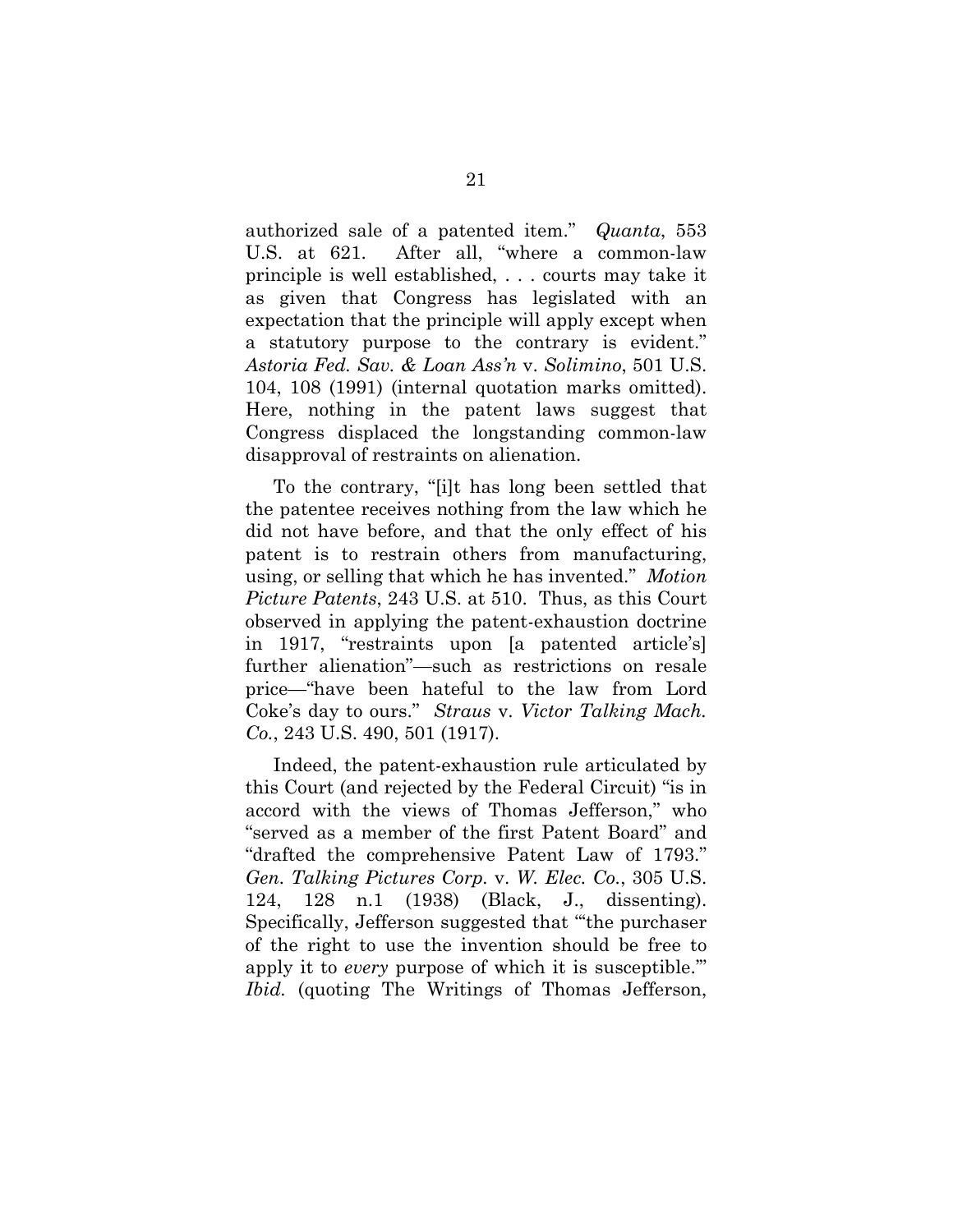authorized sale of a patented item." *Quanta*, 553 U.S. at 621. After all, "where a common-law principle is well established, . . . courts may take it as given that Congress has legislated with an expectation that the principle will apply except when a statutory purpose to the contrary is evident." *Astoria Fed. Sav. & Loan Ass'n* v. *Solimino*, 501 U.S. 104, 108 (1991) (internal quotation marks omitted). Here, nothing in the patent laws suggest that Congress displaced the longstanding common-law disapproval of restraints on alienation.

To the contrary, "[i]t has long been settled that the patentee receives nothing from the law which he did not have before, and that the only effect of his patent is to restrain others from manufacturing, using, or selling that which he has invented." *Motion Picture Patents*, 243 U.S. at 510. Thus, as this Court observed in applying the patent-exhaustion doctrine in 1917, "restraints upon [a patented article's] further alienation"—such as restrictions on resale price—"have been hateful to the law from Lord Coke's day to ours." *Straus* v. *Victor Talking Mach. Co.*, 243 U.S. 490, 501 (1917).

Indeed, the patent-exhaustion rule articulated by this Court (and rejected by the Federal Circuit) "is in accord with the views of Thomas Jefferson," who "served as a member of the first Patent Board" and "drafted the comprehensive Patent Law of 1793." *Gen. Talking Pictures Corp.* v. *W. Elec. Co.*, 305 U.S. 124, 128 n.1 (1938) (Black, J., dissenting). Specifically, Jefferson suggested that "'the purchaser of the right to use the invention should be free to apply it to *every* purpose of which it is susceptible.'" *Ibid.* (quoting The Writings of Thomas Jefferson,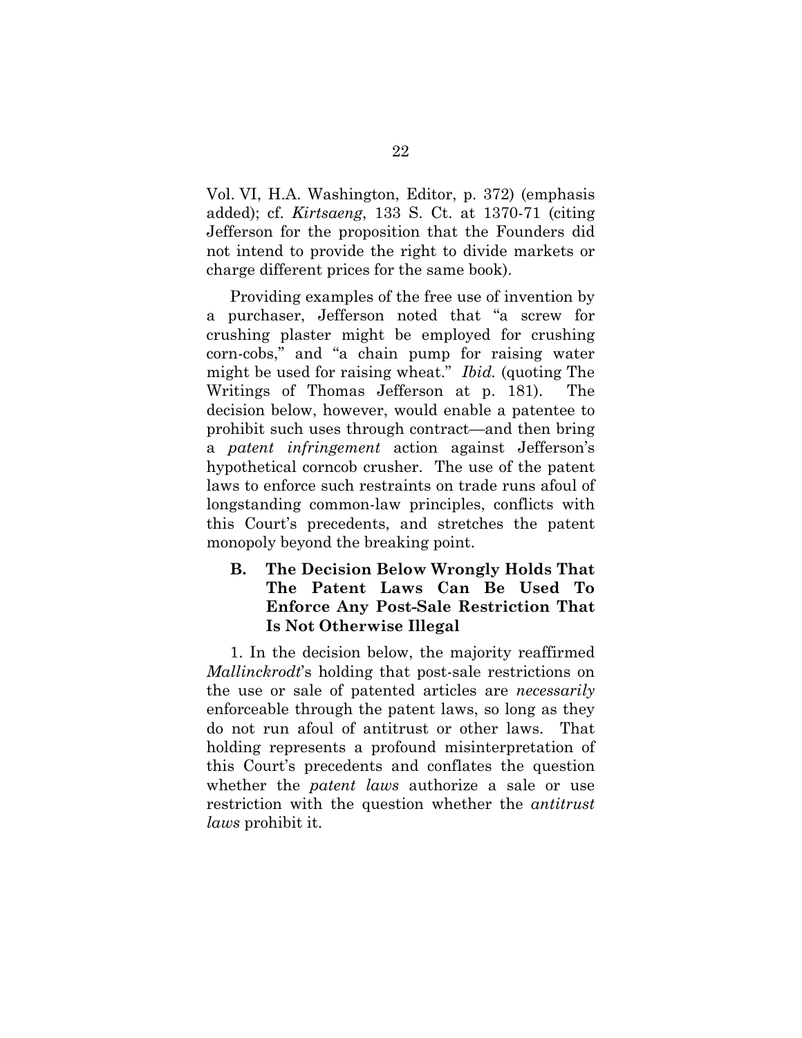Vol. VI, H.A. Washington, Editor, p. 372) (emphasis added); cf. *Kirtsaeng*, 133 S. Ct. at 1370-71 (citing Jefferson for the proposition that the Founders did not intend to provide the right to divide markets or charge different prices for the same book).

Providing examples of the free use of invention by a purchaser, Jefferson noted that "a screw for crushing plaster might be employed for crushing corn-cobs," and "a chain pump for raising water might be used for raising wheat." *Ibid.* (quoting The Writings of Thomas Jefferson at p. 181). The decision below, however, would enable a patentee to prohibit such uses through contract—and then bring a *patent infringement* action against Jefferson's hypothetical corncob crusher. The use of the patent laws to enforce such restraints on trade runs afoul of longstanding common-law principles, conflicts with this Court's precedents, and stretches the patent monopoly beyond the breaking point.

### B. The Decision Below Wrongly Holds That The Patent Laws Can Be Used To Enforce Any Post-Sale Restriction That Is Not Otherwise Illegal

1. In the decision below, the majority reaffirmed *Mallinckrodt*'s holding that post-sale restrictions on the use or sale of patented articles are *necessarily* enforceable through the patent laws, so long as they do not run afoul of antitrust or other laws. That holding represents a profound misinterpretation of this Court's precedents and conflates the question whether the *patent laws* authorize a sale or use restriction with the question whether the *antitrust laws* prohibit it.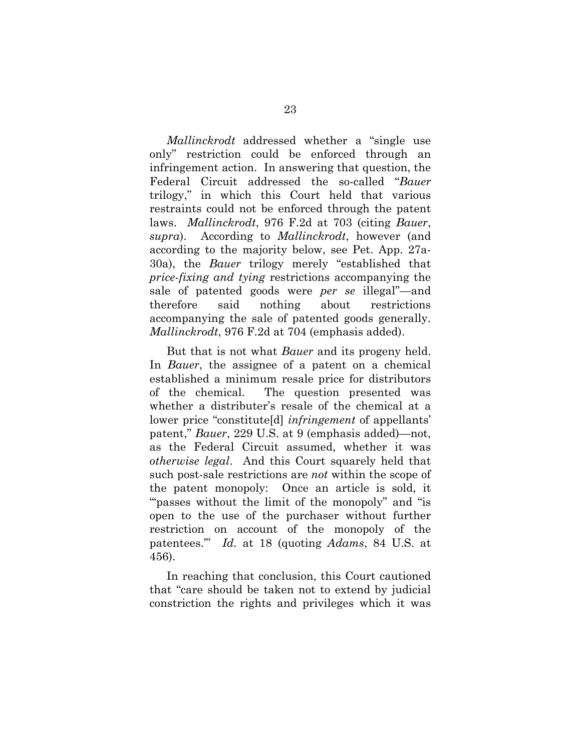*Mallinckrodt* addressed whether a "single use only" restriction could be enforced through an infringement action. In answering that question, the Federal Circuit addressed the so-called "*Bauer* trilogy," in which this Court held that various restraints could not be enforced through the patent laws. *Mallinckrodt*, 976 F.2d at 703 (citing *Bauer*, *supra*). According to *Mallinckrodt*, however (and according to the majority below, see Pet. App. 27a-30a), the *Bauer* trilogy merely "established that *price-fixing and tying* restrictions accompanying the sale of patented goods were *per se* illegal"—and therefore said nothing about restrictions accompanying the sale of patented goods generally. *Mallinckrodt*, 976 F.2d at 704 (emphasis added).

But that is not what *Bauer* and its progeny held. In *Bauer*, the assignee of a patent on a chemical established a minimum resale price for distributors of the chemical. The question presented was whether a distributer's resale of the chemical at a lower price "constitute[d] *infringement* of appellants' patent," *Bauer*, 229 U.S. at 9 (emphasis added)—not, as the Federal Circuit assumed, whether it was *otherwise legal*. And this Court squarely held that such post-sale restrictions are *not* within the scope of the patent monopoly: Once an article is sold, it "'passes without the limit of the monopoly" and "is open to the use of the purchaser without further restriction on account of the monopoly of the patentees.'" *Id.* at 18 (quoting *Adams*, 84 U.S. at 456).

In reaching that conclusion, this Court cautioned that "care should be taken not to extend by judicial constriction the rights and privileges which it was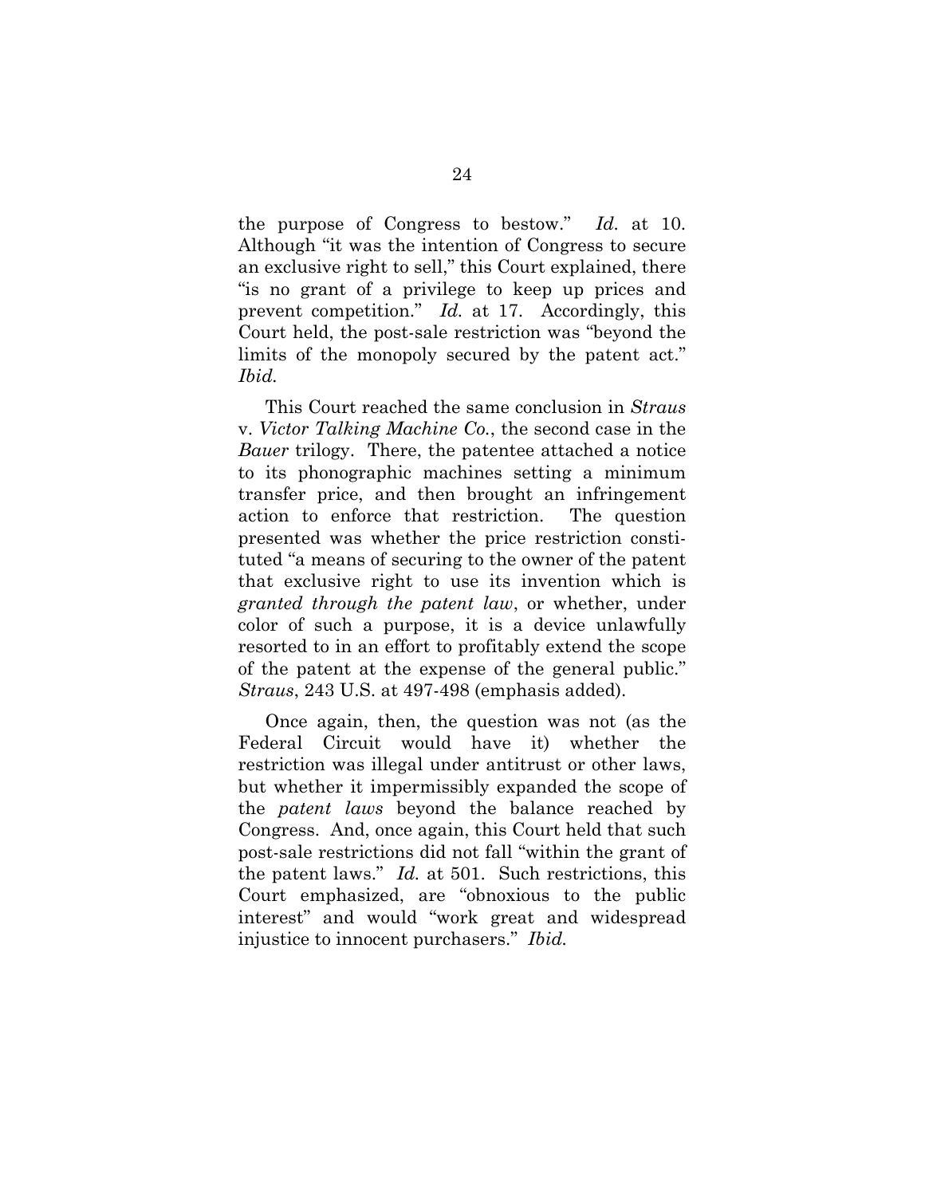the purpose of Congress to bestow." *Id.* at 10. Although "it was the intention of Congress to secure an exclusive right to sell," this Court explained, there "is no grant of a privilege to keep up prices and prevent competition." *Id.* at 17. Accordingly, this Court held, the post-sale restriction was "beyond the limits of the monopoly secured by the patent act." *Ibid.*

This Court reached the same conclusion in *Straus* v. *Victor Talking Machine Co.*, the second case in the *Bauer* trilogy. There, the patentee attached a notice to its phonographic machines setting a minimum transfer price, and then brought an infringement action to enforce that restriction. The question presented was whether the price restriction constituted "a means of securing to the owner of the patent that exclusive right to use its invention which is *granted through the patent law*, or whether, under color of such a purpose, it is a device unlawfully resorted to in an effort to profitably extend the scope of the patent at the expense of the general public." *Straus*, 243 U.S. at 497-498 (emphasis added).

Once again, then, the question was not (as the Federal Circuit would have it) whether the restriction was illegal under antitrust or other laws, but whether it impermissibly expanded the scope of the *patent laws* beyond the balance reached by Congress. And, once again, this Court held that such post-sale restrictions did not fall "within the grant of the patent laws." *Id.* at 501. Such restrictions, this Court emphasized, are "obnoxious to the public interest" and would "work great and widespread injustice to innocent purchasers." *Ibid.*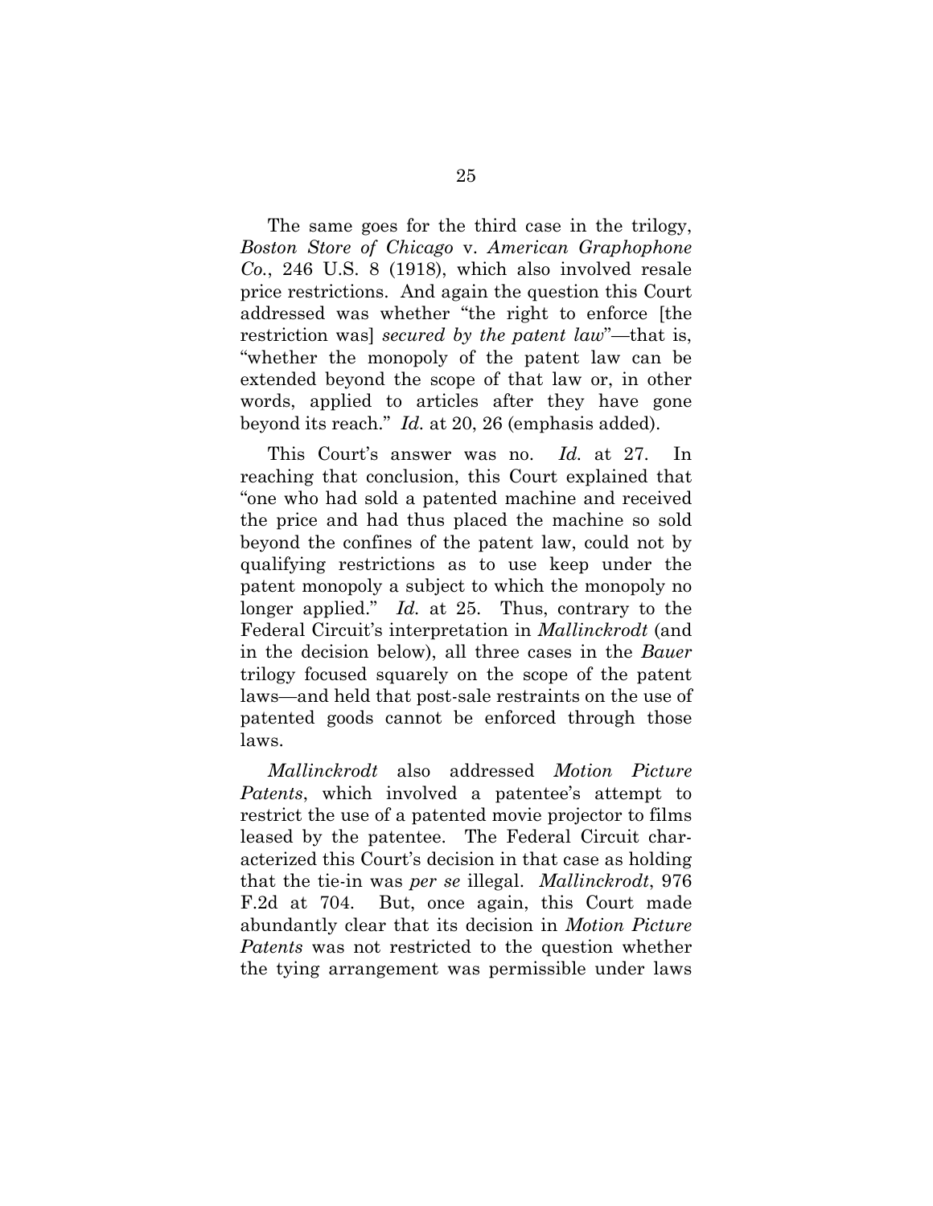The same goes for the third case in the trilogy, *Boston Store of Chicago* v. *American Graphophone Co.*, 246 U.S. 8 (1918), which also involved resale price restrictions. And again the question this Court addressed was whether "the right to enforce [the restriction was] *secured by the patent law*"—that is, "whether the monopoly of the patent law can be extended beyond the scope of that law or, in other words, applied to articles after they have gone beyond its reach." *Id.* at 20, 26 (emphasis added).

This Court's answer was no. *Id.* at 27. In reaching that conclusion, this Court explained that "one who had sold a patented machine and received the price and had thus placed the machine so sold beyond the confines of the patent law, could not by qualifying restrictions as to use keep under the patent monopoly a subject to which the monopoly no longer applied." *Id.* at 25. Thus, contrary to the Federal Circuit's interpretation in *Mallinckrodt* (and in the decision below), all three cases in the *Bauer* trilogy focused squarely on the scope of the patent laws—and held that post-sale restraints on the use of patented goods cannot be enforced through those laws.

*Mallinckrodt* also addressed *Motion Picture Patents*, which involved a patentee's attempt to restrict the use of a patented movie projector to films leased by the patentee. The Federal Circuit characterized this Court's decision in that case as holding that the tie-in was *per se* illegal. *Mallinckrodt*, 976 F.2d at 704. But, once again, this Court made abundantly clear that its decision in *Motion Picture Patents* was not restricted to the question whether the tying arrangement was permissible under laws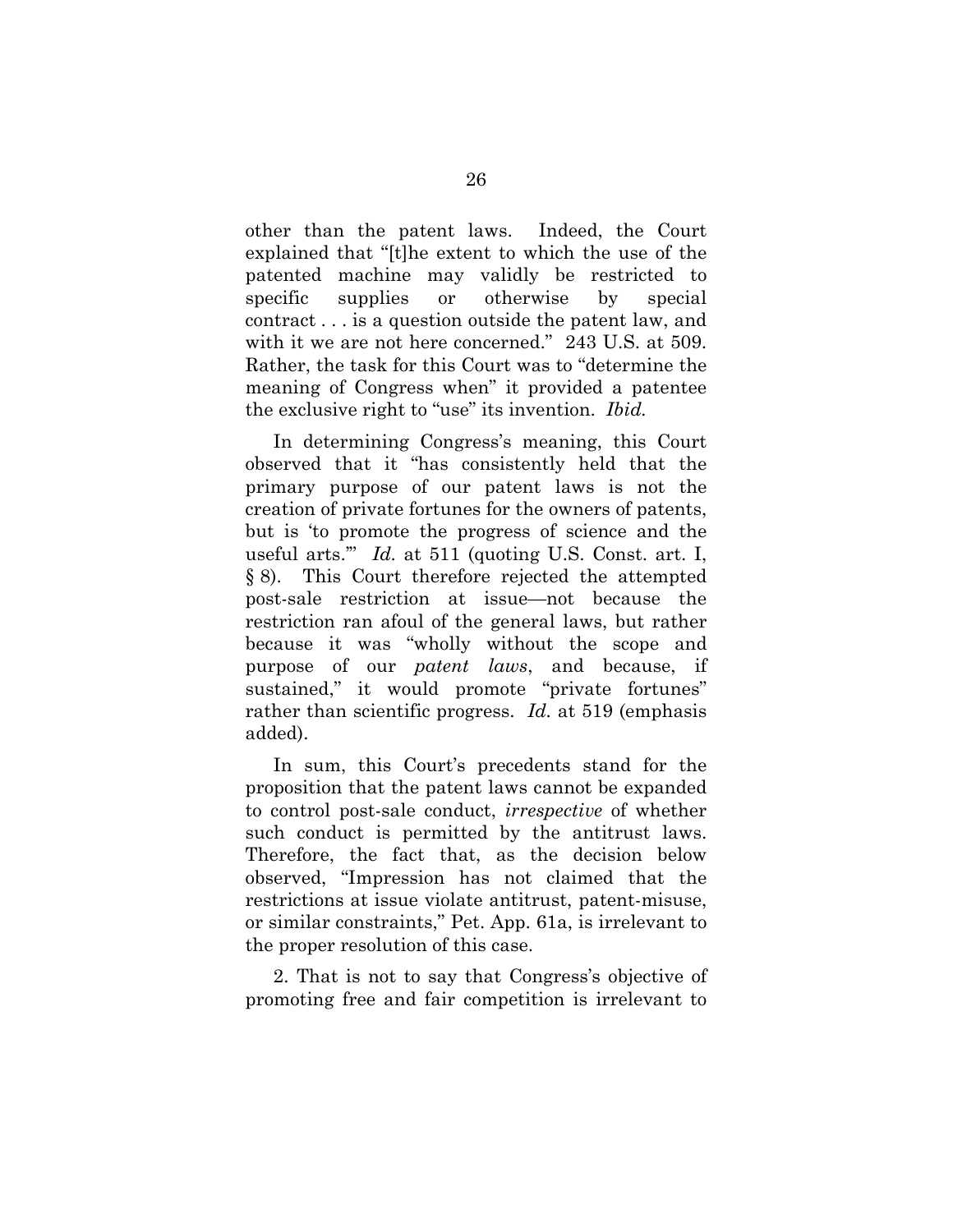other than the patent laws. Indeed, the Court explained that "[t]he extent to which the use of the patented machine may validly be restricted to specific supplies or otherwise by special contract . . . is a question outside the patent law, and with it we are not here concerned." 243 U.S. at 509. Rather, the task for this Court was to "determine the meaning of Congress when" it provided a patentee the exclusive right to "use" its invention. *Ibid.*

In determining Congress's meaning, this Court observed that it "has consistently held that the primary purpose of our patent laws is not the creation of private fortunes for the owners of patents, but is 'to promote the progress of science and the useful arts.'" *Id.* at 511 (quoting U.S. Const. art. I, § 8). This Court therefore rejected the attempted post-sale restriction at issue—not because the restriction ran afoul of the general laws, but rather because it was "wholly without the scope and purpose of our *patent laws*, and because, if sustained," it would promote "private fortunes" rather than scientific progress. *Id.* at 519 (emphasis added).

In sum, this Court's precedents stand for the proposition that the patent laws cannot be expanded to control post-sale conduct, *irrespective* of whether such conduct is permitted by the antitrust laws. Therefore, the fact that, as the decision below observed, "Impression has not claimed that the restrictions at issue violate antitrust, patent-misuse, or similar constraints," Pet. App. 61a, is irrelevant to the proper resolution of this case.

2. That is not to say that Congress's objective of promoting free and fair competition is irrelevant to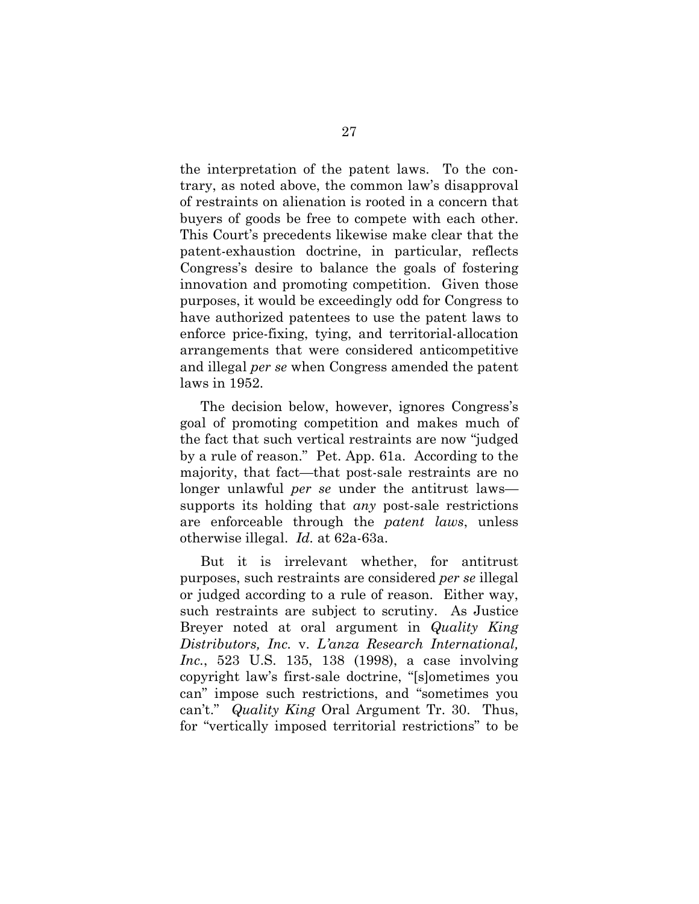the interpretation of the patent laws. To the contrary, as noted above, the common law's disapproval of restraints on alienation is rooted in a concern that buyers of goods be free to compete with each other. This Court's precedents likewise make clear that the patent-exhaustion doctrine, in particular, reflects Congress's desire to balance the goals of fostering innovation and promoting competition. Given those purposes, it would be exceedingly odd for Congress to have authorized patentees to use the patent laws to enforce price-fixing, tying, and territorial-allocation arrangements that were considered anticompetitive and illegal *per se* when Congress amended the patent laws in 1952.

The decision below, however, ignores Congress's goal of promoting competition and makes much of the fact that such vertical restraints are now "judged by a rule of reason." Pet. App. 61a. According to the majority, that fact—that post-sale restraints are no longer unlawful *per se* under the antitrust laws—supports its holding that *any* post-sale restrictions are enforceable through the *patent laws*, unless otherwise illegal. *Id.* at 62a-63a.

But it is irrelevant whether, for antitrust purposes, such restraints are considered *per se* illegal or judged according to a rule of reason. Either way, such restraints are subject to scrutiny. As Justice Breyer noted at oral argument in *Quality King Distributors, Inc.* v. *L'anza Research International, Inc.*, 523 U.S. 135, 138 (1998), a case involving copyright law's first-sale doctrine, "[s]ometimes you can" impose such restrictions, and "sometimes you can't." *Quality King* Oral Argument Tr. 30. Thus, for "vertically imposed territorial restrictions" to be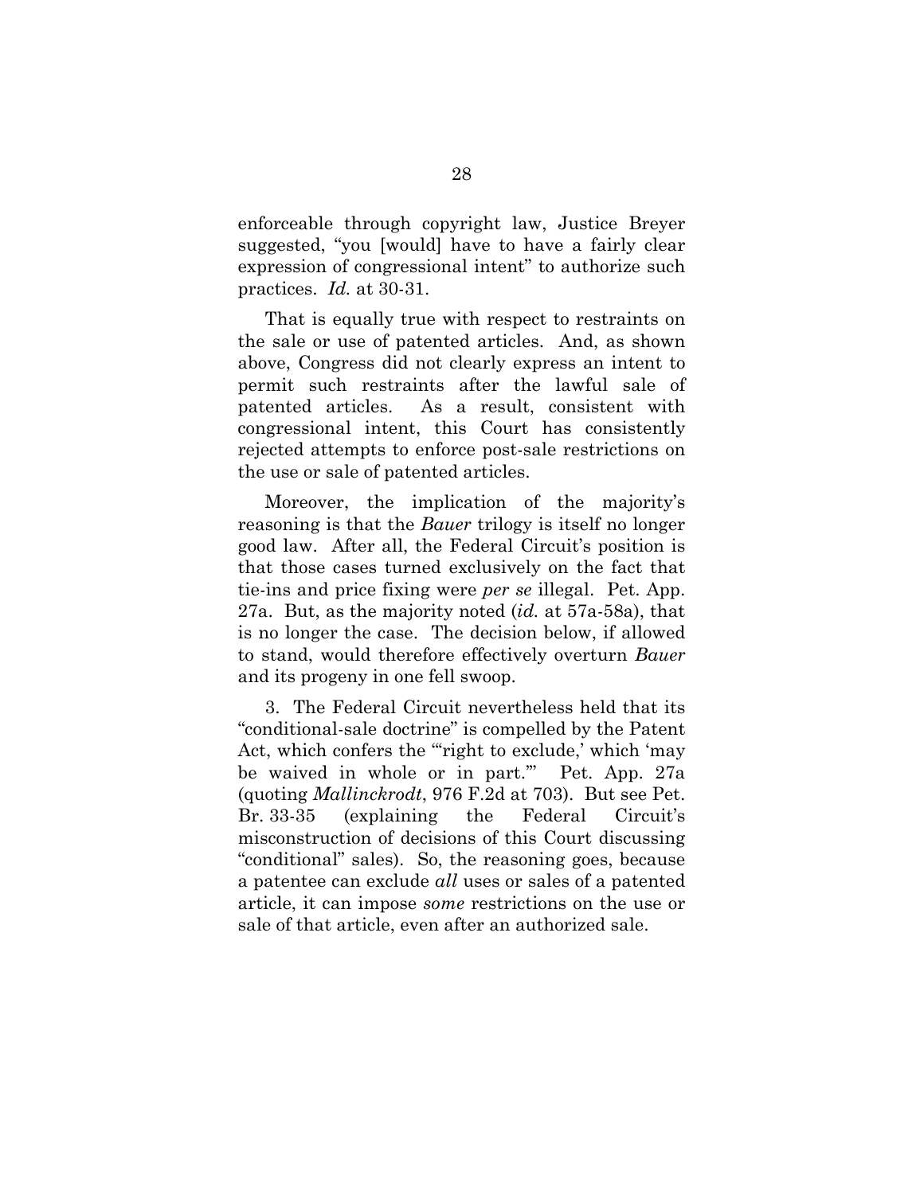enforceable through copyright law, Justice Breyer suggested, "you [would] have to have a fairly clear expression of congressional intent" to authorize such practices. *Id.* at 30-31.

That is equally true with respect to restraints on the sale or use of patented articles. And, as shown above, Congress did not clearly express an intent to permit such restraints after the lawful sale of patented articles. As a result, consistent with congressional intent, this Court has consistently rejected attempts to enforce post-sale restrictions on the use or sale of patented articles.

Moreover, the implication of the majority's reasoning is that the *Bauer* trilogy is itself no longer good law. After all, the Federal Circuit's position is that those cases turned exclusively on the fact that tie-ins and price fixing were *per se* illegal. Pet. App. 27a. But, as the majority noted (*id.* at 57a-58a), that is no longer the case. The decision below, if allowed to stand, would therefore effectively overturn *Bauer* and its progeny in one fell swoop.

3. The Federal Circuit nevertheless held that its "conditional-sale doctrine" is compelled by the Patent Act, which confers the "'right to exclude,' which 'may be waived in whole or in part.'" Pet. App. 27a (quoting *Mallinckrodt*, 976 F.2d at 703). But see Pet. Br. 33-35 (explaining the Federal Circuit's misconstruction of decisions of this Court discussing "conditional" sales). So, the reasoning goes, because a patentee can exclude *all* uses or sales of a patented article, it can impose *some* restrictions on the use or sale of that article, even after an authorized sale.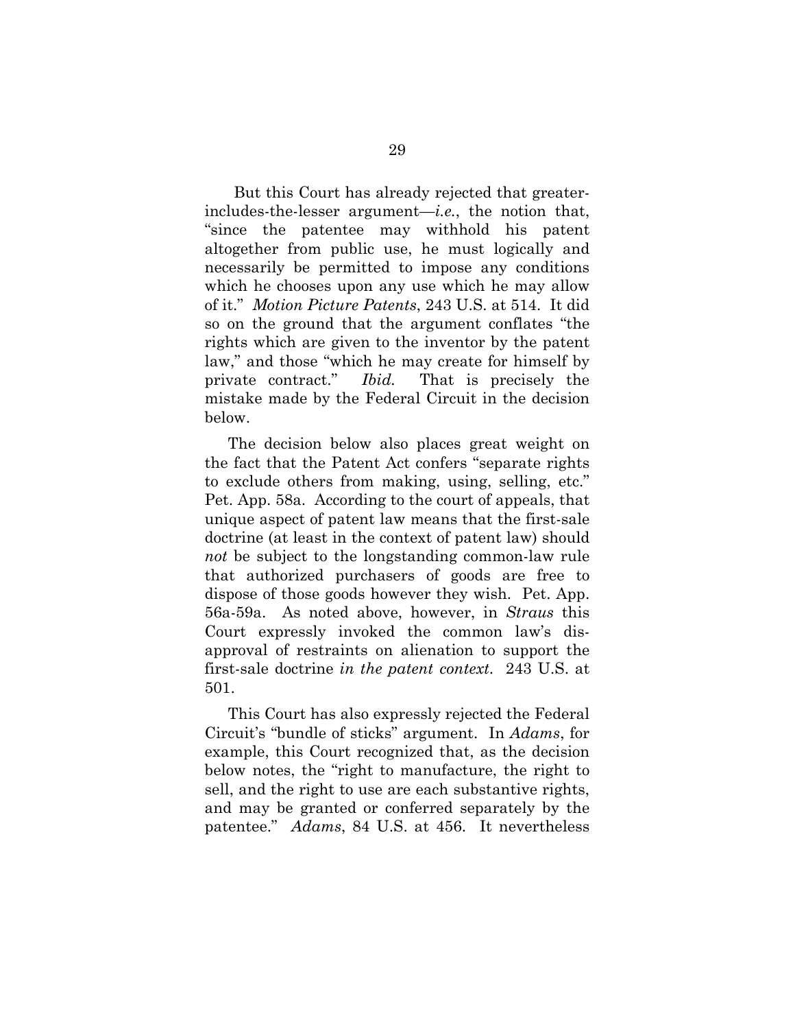But this Court has already rejected that greater-includes-the-lesser argument—*i.e.*, the notion that, "since the patentee may withhold his patent altogether from public use, he must logically and necessarily be permitted to impose any conditions which he chooses upon any use which he may allow of it." *Motion Picture Patents*, 243 U.S. at 514. It did so on the ground that the argument conflates "the rights which are given to the inventor by the patent law," and those "which he may create for himself by private contract." *Ibid.* That is precisely the mistake made by the Federal Circuit in the decision below.

The decision below also places great weight on the fact that the Patent Act confers "separate rights to exclude others from making, using, selling, etc." Pet. App. 58a. According to the court of appeals, that unique aspect of patent law means that the first-sale doctrine (at least in the context of patent law) should *not* be subject to the longstanding common-law rule that authorized purchasers of goods are free to dispose of those goods however they wish. Pet. App. 56a-59a. As noted above, however, in *Straus* this Court expressly invoked the common law's disapproval of restraints on alienation to support the first-sale doctrine *in the patent context*. 243 U.S. at 501.

This Court has also expressly rejected the Federal Circuit's "bundle of sticks" argument. In *Adams*, for example, this Court recognized that, as the decision below notes, the "right to manufacture, the right to sell, and the right to use are each substantive rights, and may be granted or conferred separately by the patentee." *Adams*, 84 U.S. at 456. It nevertheless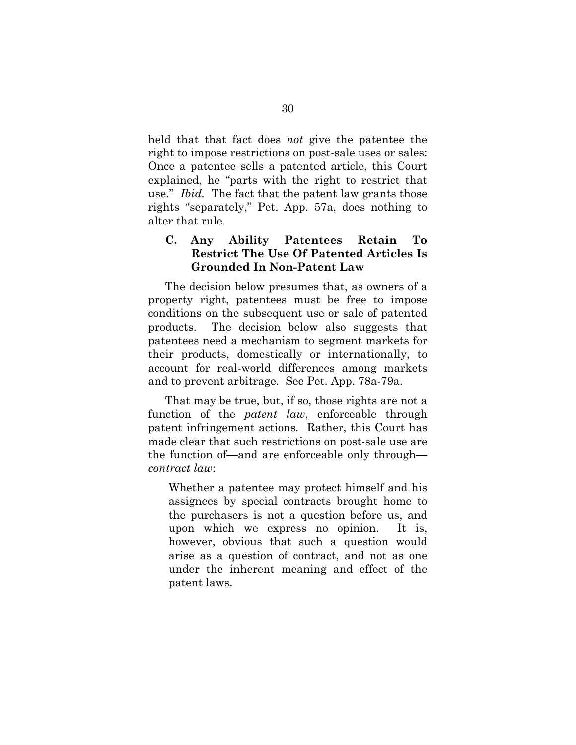held that that fact does *not* give the patentee the right to impose restrictions on post-sale uses or sales: Once a patentee sells a patented article, this Court explained, he "parts with the right to restrict that use." *Ibid.* The fact that the patent law grants those rights "separately," Pet. App. 57a, does nothing to alter that rule.

### C. Any Ability Patentees Retain To Restrict The Use Of Patented Articles Is Grounded In Non-Patent Law

The decision below presumes that, as owners of a property right, patentees must be free to impose conditions on the subsequent use or sale of patented products. The decision below also suggests that patentees need a mechanism to segment markets for their products, domestically or internationally, to account for real-world differences among markets and to prevent arbitrage. See Pet. App. 78a-79a.

That may be true, but, if so, those rights are not a function of the *patent law*, enforceable through patent infringement actions. Rather, this Court has made clear that such restrictions on post-sale use are the function of—and are enforceable only through—*contract law*:

> Whether a patentee may protect himself and his assignees by special contracts brought home to the purchasers is not a question before us, and upon which we express no opinion. It is, however, obvious that such a question would arise as a question of contract, and not as one under the inherent meaning and effect of the patent laws.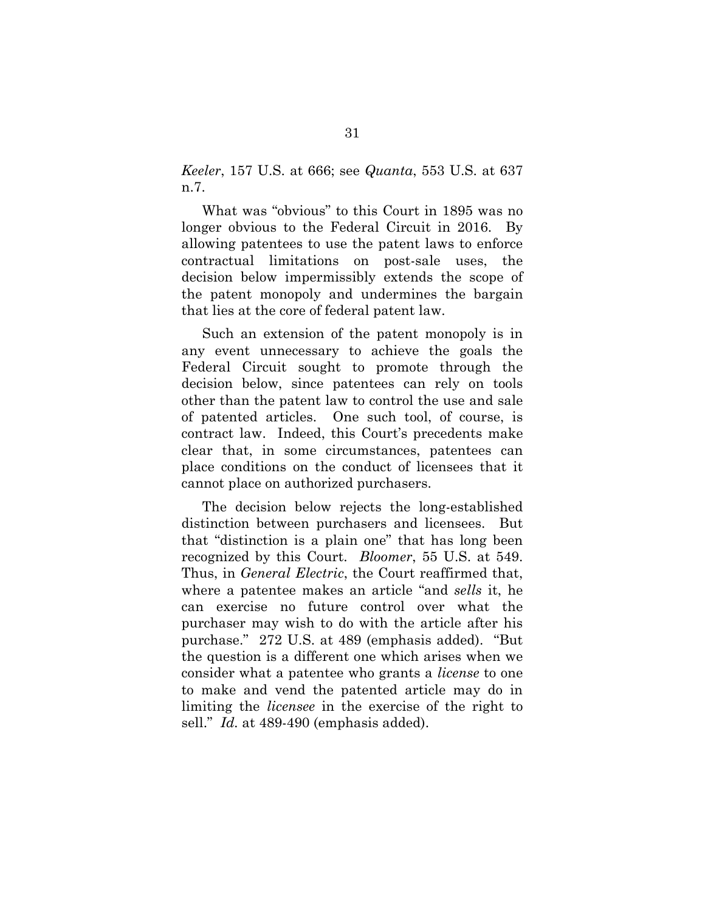*Keeler*, 157 U.S. at 666; see *Quanta*, 553 U.S. at 637 n.7.

What was "obvious" to this Court in 1895 was no longer obvious to the Federal Circuit in 2016. By allowing patentees to use the patent laws to enforce contractual limitations on post-sale uses, the decision below impermissibly extends the scope of the patent monopoly and undermines the bargain that lies at the core of federal patent law.

Such an extension of the patent monopoly is in any event unnecessary to achieve the goals the Federal Circuit sought to promote through the decision below, since patentees can rely on tools other than the patent law to control the use and sale of patented articles. One such tool, of course, is contract law. Indeed, this Court's precedents make clear that, in some circumstances, patentees can place conditions on the conduct of licensees that it cannot place on authorized purchasers.

The decision below rejects the long-established distinction between purchasers and licensees. But that "distinction is a plain one" that has long been recognized by this Court. *Bloomer*, 55 U.S. at 549. Thus, in *General Electric*, the Court reaffirmed that, where a patentee makes an article "and *sells* it, he can exercise no future control over what the purchaser may wish to do with the article after his purchase." 272 U.S. at 489 (emphasis added). "But the question is a different one which arises when we consider what a patentee who grants a *license* to one to make and vend the patented article may do in limiting the *licensee* in the exercise of the right to sell." *Id.* at 489-490 (emphasis added).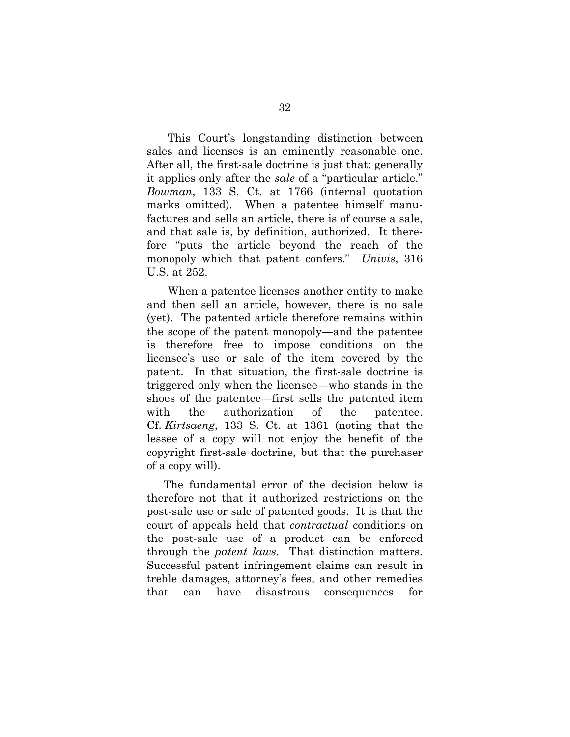This Court's longstanding distinction between sales and licenses is an eminently reasonable one. After all, the first-sale doctrine is just that: generally it applies only after the *sale* of a "particular article." *Bowman*, 133 S. Ct. at 1766 (internal quotation marks omitted). When a patentee himself manufactures and sells an article, there is of course a sale, and that sale is, by definition, authorized. It therefore "puts the article beyond the reach of the monopoly which that patent confers." *Univis*, 316 U.S. at 252.

When a patentee licenses another entity to make and then sell an article, however, there is no sale (yet). The patented article therefore remains within the scope of the patent monopoly—and the patentee is therefore free to impose conditions on the licensee's use or sale of the item covered by the patent. In that situation, the first-sale doctrine is triggered only when the licensee—who stands in the shoes of the patentee—first sells the patented item with the authorization of the patentee. Cf. *Kirtsaeng*, 133 S. Ct. at 1361 (noting that the lessee of a copy will not enjoy the benefit of the copyright first-sale doctrine, but that the purchaser of a copy will).

The fundamental error of the decision below is therefore not that it authorized restrictions on the post-sale use or sale of patented goods. It is that the court of appeals held that *contractual* conditions on the post-sale use of a product can be enforced through the *patent laws*. That distinction matters. Successful patent infringement claims can result in treble damages, attorney's fees, and other remedies that can have disastrous consequences for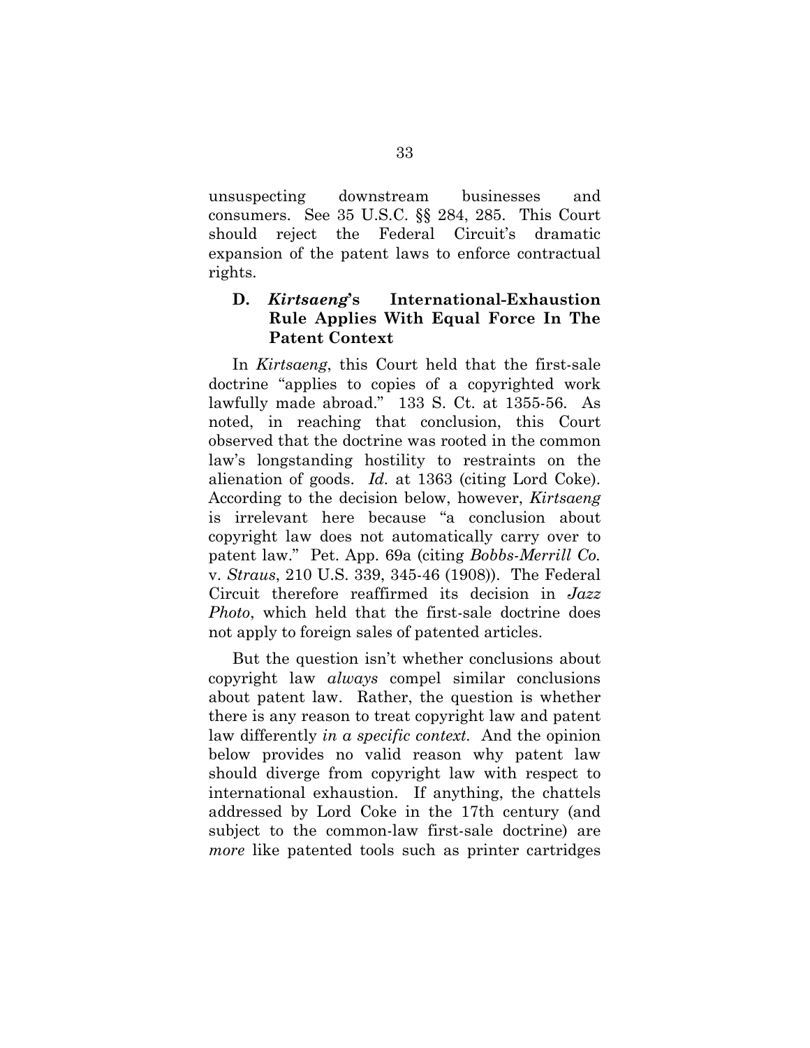unsuspecting downstream businesses and consumers. See 35 U.S.C. §§ 284, 285. This Court should reject the Federal Circuit's dramatic expansion of the patent laws to enforce contractual rights.

### D. *Kirtsaeng*'s International-Exhaustion Rule Applies With Equal Force In The Patent Context

In *Kirtsaeng*, this Court held that the first-sale doctrine "applies to copies of a copyrighted work lawfully made abroad." 133 S. Ct. at 1355-56. As noted, in reaching that conclusion, this Court observed that the doctrine was rooted in the common law's longstanding hostility to restraints on the alienation of goods. *Id.* at 1363 (citing Lord Coke). According to the decision below, however, *Kirtsaeng* is irrelevant here because "a conclusion about copyright law does not automatically carry over to patent law." Pet. App. 69a (citing *Bobbs-Merrill Co.* v. *Straus*, 210 U.S. 339, 345-46 (1908)). The Federal Circuit therefore reaffirmed its decision in *Jazz Photo*, which held that the first-sale doctrine does not apply to foreign sales of patented articles.

But the question isn't whether conclusions about copyright law *always* compel similar conclusions about patent law. Rather, the question is whether there is any reason to treat copyright law and patent law differently *in a specific context.* And the opinion below provides no valid reason why patent law should diverge from copyright law with respect to international exhaustion. If anything, the chattels addressed by Lord Coke in the 17th century (and subject to the common-law first-sale doctrine) are *more* like patented tools such as printer cartridges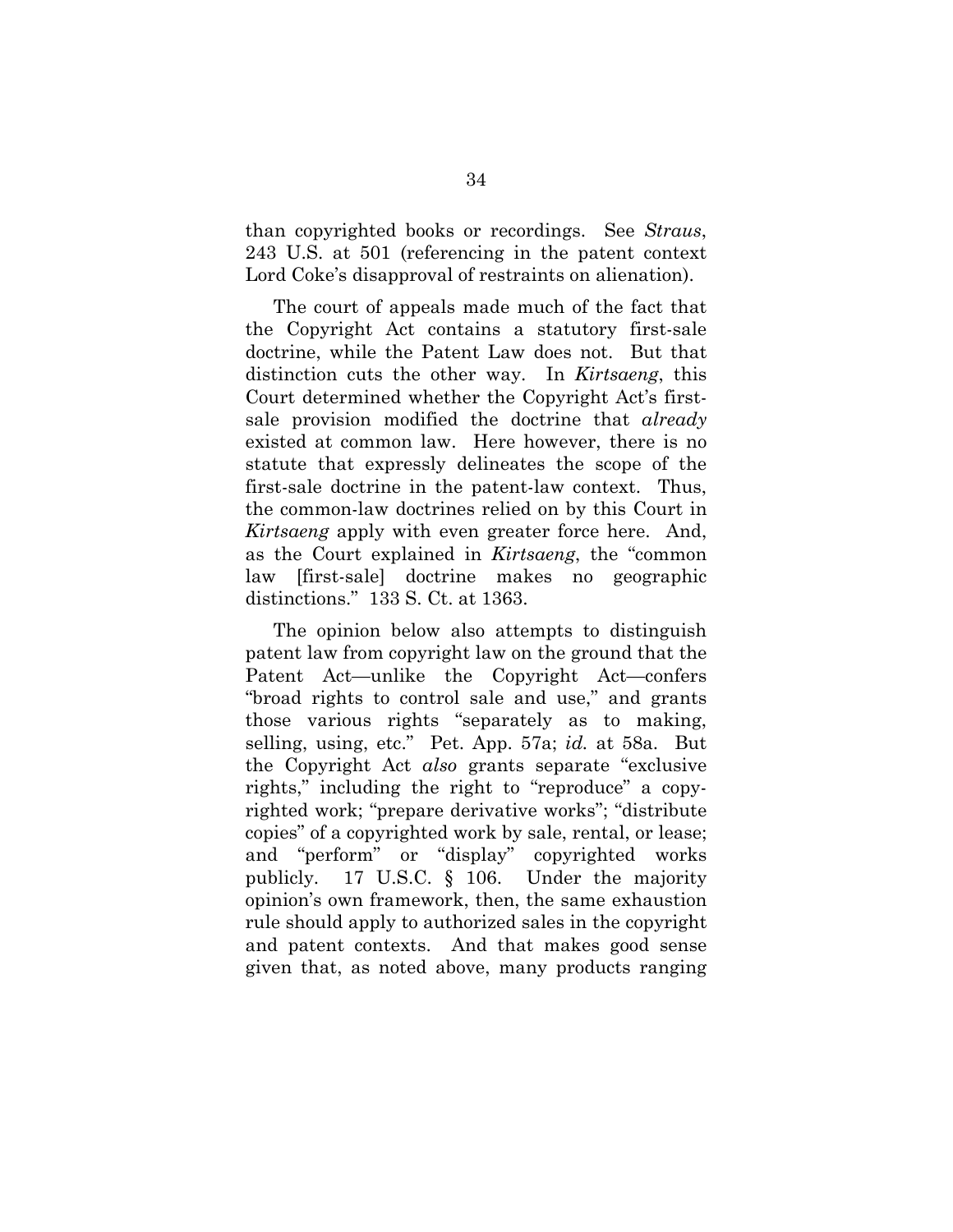than copyrighted books or recordings. See *Straus*, 243 U.S. at 501 (referencing in the patent context Lord Coke's disapproval of restraints on alienation).

The court of appeals made much of the fact that the Copyright Act contains a statutory first-sale doctrine, while the Patent Law does not. But that distinction cuts the other way. In *Kirtsaeng*, this Court determined whether the Copyright Act's first-sale provision modified the doctrine that *already* existed at common law. Here however, there is no statute that expressly delineates the scope of the first-sale doctrine in the patent-law context. Thus, the common-law doctrines relied on by this Court in *Kirtsaeng* apply with even greater force here. And, as the Court explained in *Kirtsaeng*, the "common law [first-sale] doctrine makes no geographic distinctions." 133 S. Ct. at 1363.

The opinion below also attempts to distinguish patent law from copyright law on the ground that the Patent Act—unlike the Copyright Act—confers "broad rights to control sale and use," and grants those various rights "separately as to making, selling, using, etc." Pet. App. 57a; *id.* at 58a. But the Copyright Act *also* grants separate "exclusive rights," including the right to "reproduce" a copyrighted work; "prepare derivative works"; "distribute copies" of a copyrighted work by sale, rental, or lease; and "perform" or "display" copyrighted works publicly. 17 U.S.C. § 106. Under the majority opinion's own framework, then, the same exhaustion rule should apply to authorized sales in the copyright and patent contexts. And that makes good sense given that, as noted above, many products ranging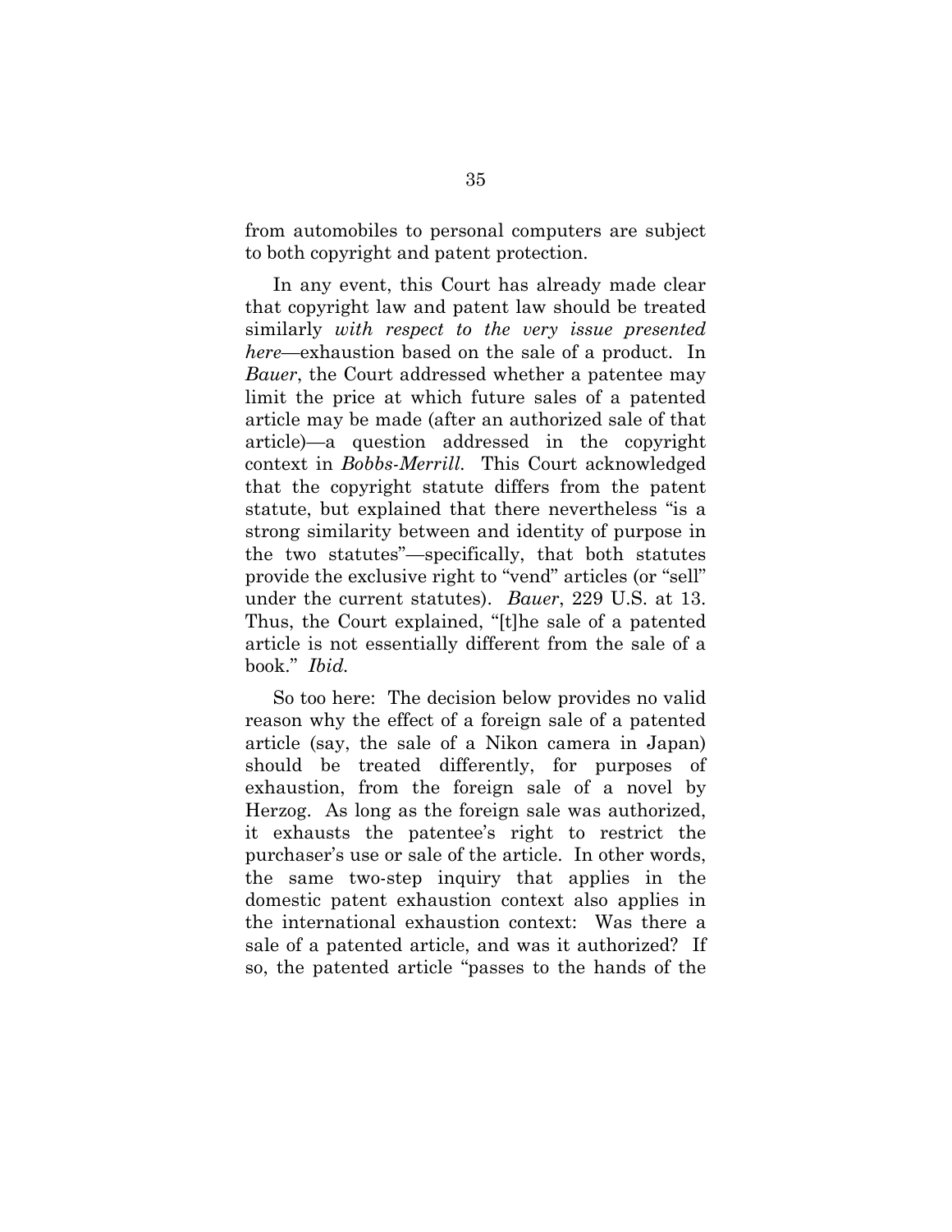from automobiles to personal computers are subject to both copyright and patent protection.

In any event, this Court has already made clear that copyright law and patent law should be treated similarly *with respect to the very issue presented here*—exhaustion based on the sale of a product. In *Bauer*, the Court addressed whether a patentee may limit the price at which future sales of a patented article may be made (after an authorized sale of that article)—a question addressed in the copyright context in *Bobbs-Merrill*. This Court acknowledged that the copyright statute differs from the patent statute, but explained that there nevertheless "is a strong similarity between and identity of purpose in the two statutes"—specifically, that both statutes provide the exclusive right to "vend" articles (or "sell" under the current statutes). *Bauer*, 229 U.S. at 13. Thus, the Court explained, "[t]he sale of a patented article is not essentially different from the sale of a book." *Ibid.*

So too here: The decision below provides no valid reason why the effect of a foreign sale of a patented article (say, the sale of a Nikon camera in Japan) should be treated differently, for purposes of exhaustion, from the foreign sale of a novel by Herzog. As long as the foreign sale was authorized, it exhausts the patentee's right to restrict the purchaser's use or sale of the article. In other words, the same two-step inquiry that applies in the domestic patent exhaustion context also applies in the international exhaustion context: Was there a sale of a patented article, and was it authorized? If so, the patented article "passes to the hands of the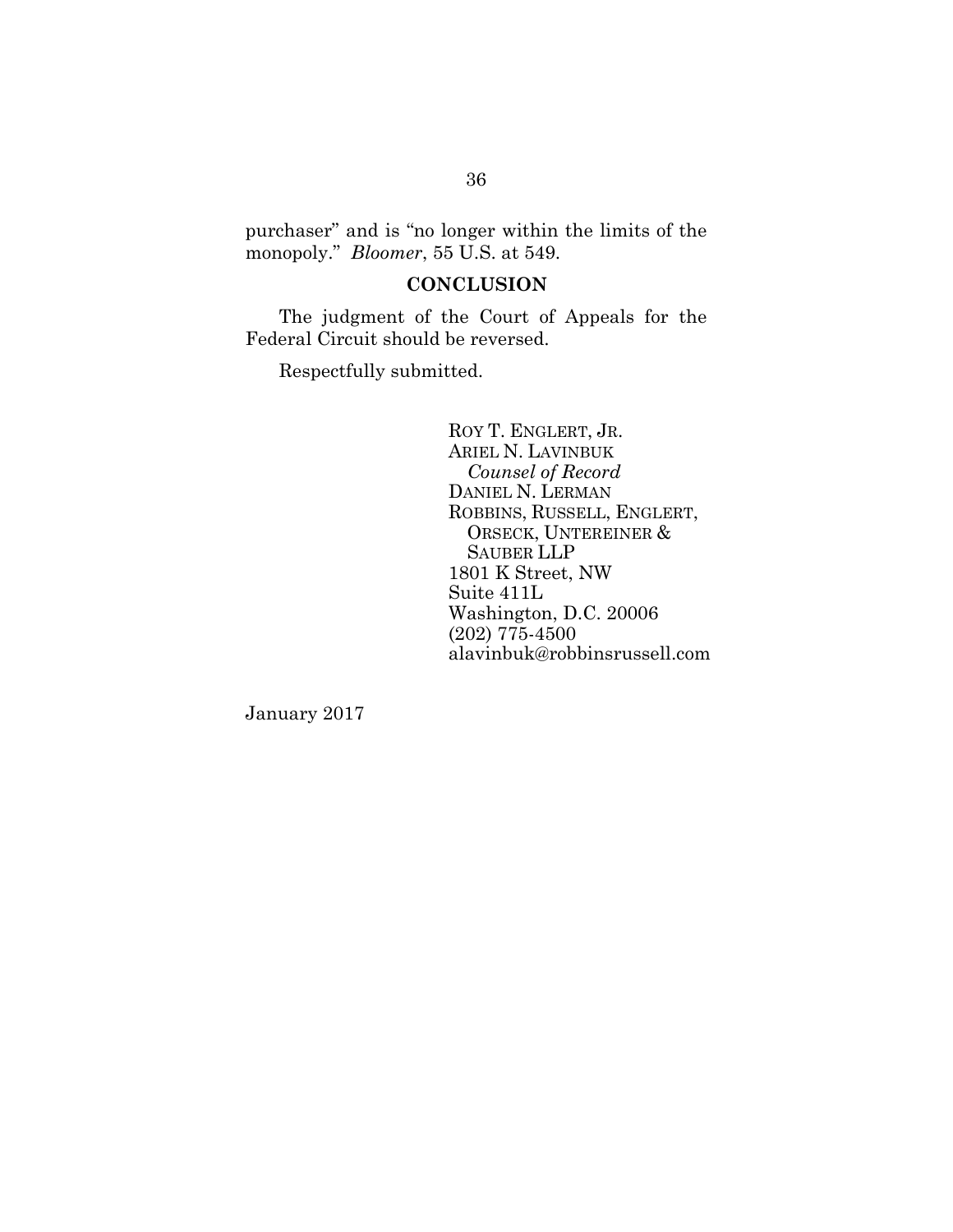purchaser" and is "no longer within the limits of the monopoly." *Bloomer*, 55 U.S. at 549.

## CONCLUSION

The judgment of the Court of Appeals for the Federal Circuit should be reversed.

Respectfully submitted.

ROY T. ENGLERT, JR.
ARIEL N. LAVINBUK
*Counsel of Record*
DANIEL N. LERMAN
ROBBINS, RUSSELL, ENGLERT, ORSECK, UNTEREINER & SAUBER LLP
1801 K Street, NW
Suite 411L
Washington, D.C. 20006
(202) 775-4500
alavinbuk@robbinsrussell.com

January 2017